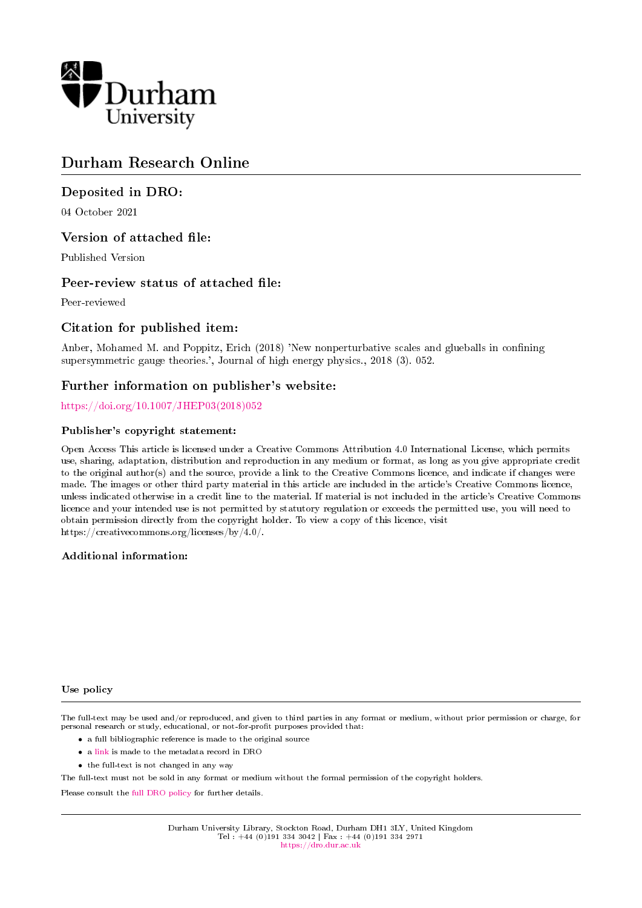# Durham Research Online

## Deposited in DRO:

04 October 2021

## Version of attached file:

Published Version

## Peer-review status of attached file:

Peer-reviewed

## Citation for published item:

Anber, Mohamed M. and Poppitz, Erich (2018) 'New nonperturbative scales and glueballs in confining supersymmetric gauge theories.', Journal of high energy physics., 2018 (3). 052.

## Further information on publisher's website:

https://doi.org/10.1007/JHEP03(2018)052

### Publisher's copyright statement:

Open Access This article is licensed under a Creative Commons Attribution 4.0 International License, which permits use, sharing, adaptation, distribution and reproduction in any medium or format, as long as you give appropriate credit to the original author(s) and the source, provide a link to the Creative Commons licence, and indicate if changes were made. The images or other third party material in this article are included in the article's Creative Commons licence, unless indicated otherwise in a credit line to the material. If material is not included in the article's Creative Commons licence and your intended use is not permitted by statutory regulation or exceeds the permitted use, you will need to obtain permission directly from the copyright holder. To view a copy of this licence, visit https://creativecommons.org/licenses/by/4.0/.

### Additional information:

### Use policy

The full-text may be used and/or reproduced, and given to third parties in any format or medium, without prior permission or charge, for personal research or study, educational, or not-for-profit purposes provided that:

- a full bibliographic reference is made to the original source
- a link is made to the metadata record in DRO
- the full-text is not changed in any way

The full-text must not be sold in any format or medium without the formal permission of the copyright holders.

Please consult the full DRO policy for further details.

Durham University Library, Stockton Road, Durham DH1 3LY, United Kingdom
Tel : +44 (0)191 334 3042 | Fax : +44 (0)191 334 2971
https://dro.dur.ac.uk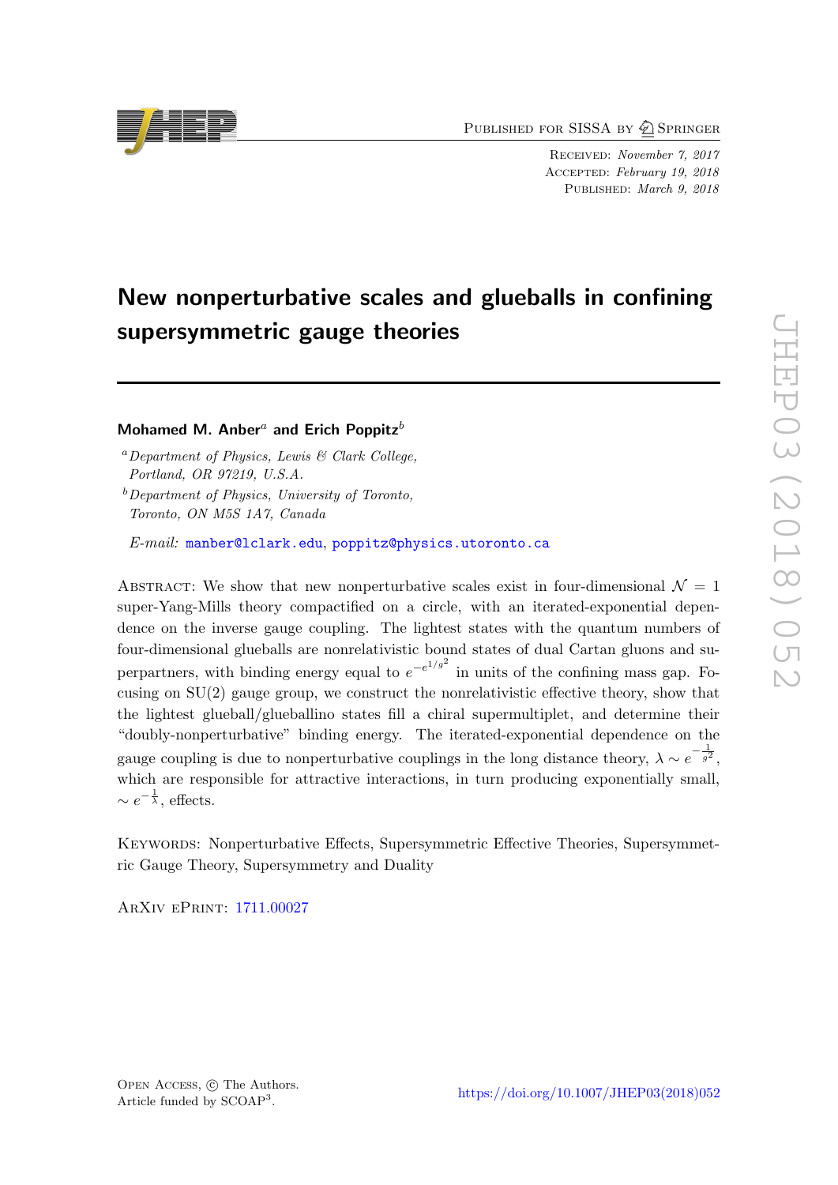# New nonperturbative scales and glueballs in confining supersymmetric gauge theories

**Mohamed M. Anber**[a] **and Erich Poppitz**[b]

[a] *Department of Physics, Lewis & Clark College, Portland, OR 97219, U.S.A.*

[b] *Department of Physics, University of Toronto, Toronto, ON M5S 1A7, Canada*

*E-mail:* manber@lclark.edu, poppitz@physics.utoronto.ca

Abstract: We show that new nonperturbative scales exist in four-dimensional $\mathcal{N} = 1$ super-Yang-Mills theory compactified on a circle, with an iterated-exponential dependence on the inverse gauge coupling. The lightest states with the quantum numbers of four-dimensional glueballs are nonrelativistic bound states of dual Cartan gluons and superpartners, with binding energy equal to $e^{-e^{1/g^2}}$ in units of the confining mass gap. Focusing on SU(2) gauge group, we construct the nonrelativistic effective theory, show that the lightest glueball/glueballino states fill a chiral supermultiplet, and determine their "doubly-nonperturbative" binding energy. The iterated-exponential dependence on the gauge coupling is due to nonperturbative couplings in the long distance theory, $\lambda \sim e^{-\frac{1}{g^2}}$, which are responsible for attractive interactions, in turn producing exponentially small, $\sim e^{-\frac{1}{\lambda}}$, effects.

Keywords: Nonperturbative Effects, Supersymmetric Effective Theories, Supersymmetric Gauge Theory, Supersymmetry and Duality

ArXiv ePrint: 1711.00027

Open Access, © The Authors.
Article funded by SCOAP[3].

https://doi.org/10.1007/JHEP03(2018)052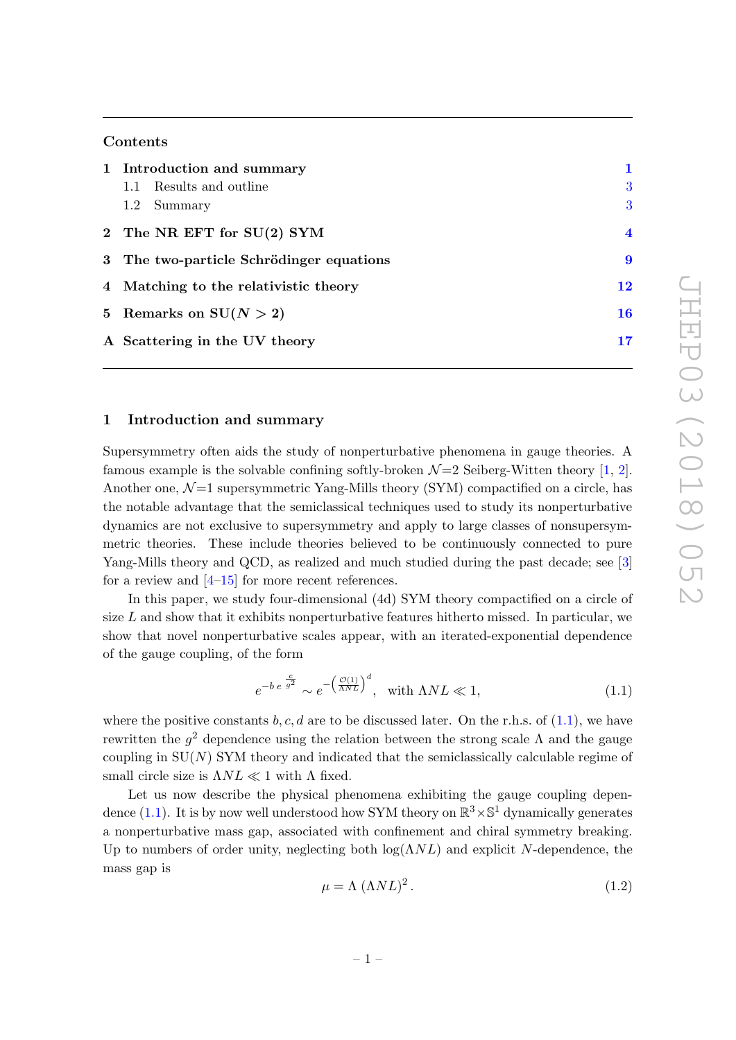## Contents

| | | |
|---|---|---|
| **1** | **Introduction and summary** | **1** |
| | 1.1 Results and outline | 3 |
| | 1.2 Summary | 3 |
| **2** | **The NR EFT for SU(2) SYM** | **4** |
| **3** | **The two-particle Schrödinger equations** | **9** |
| **4** | **Matching to the relativistic theory** | **12** |
| **5** | **Remarks on SU($N > 2$)** | **16** |
| **A** | **Scattering in the UV theory** | **17** |

# 1 Introduction and summary

Supersymmetry often aids the study of nonperturbative phenomena in gauge theories. A famous example is the solvable confining softly-broken $\mathcal{N}$=2 Seiberg-Witten theory [1, 2]. Another one, $\mathcal{N}$=1 supersymmetric Yang-Mills theory (SYM) compactified on a circle, has the notable advantage that the semiclassical techniques used to study its nonperturbative dynamics are not exclusive to supersymmetry and apply to large classes of nonsupersymmetric theories. These include theories believed to be continuously connected to pure Yang-Mills theory and QCD, as realized and much studied during the past decade; see [3] for a review and [4–15] for more recent references.

In this paper, we study four-dimensional (4d) SYM theory compactified on a circle of size $L$ and show that it exhibits nonperturbative features hitherto missed. In particular, we show that novel nonperturbative scales appear, with an iterated-exponential dependence of the gauge coupling, of the form

$$e^{-b\, e^{\frac{c}{g^2}}} \sim e^{-\left(\frac{\mathcal{O}(1)}{\Lambda N L}\right)^d}, \quad \text{with } \Lambda N L \ll 1, \tag{1.1}$$

where the positive constants $b, c, d$ are to be discussed later. On the r.h.s. of (1.1), we have rewritten the $g^2$ dependence using the relation between the strong scale $\Lambda$ and the gauge coupling in SU($N$) SYM theory and indicated that the semiclassically calculable regime of small circle size is $\Lambda N L \ll 1$ with $\Lambda$ fixed.

Let us now describe the physical phenomena exhibiting the gauge coupling dependence (1.1). It is by now well understood how SYM theory on $\mathbb{R}^3 \times \mathbb{S}^1$ dynamically generates a nonperturbative mass gap, associated with confinement and chiral symmetry breaking. Up to numbers of order unity, neglecting both $\log(\Lambda N L)$ and explicit $N$-dependence, the mass gap is

$$\mu = \Lambda\, (\Lambda N L)^2\,. \tag{1.2}$$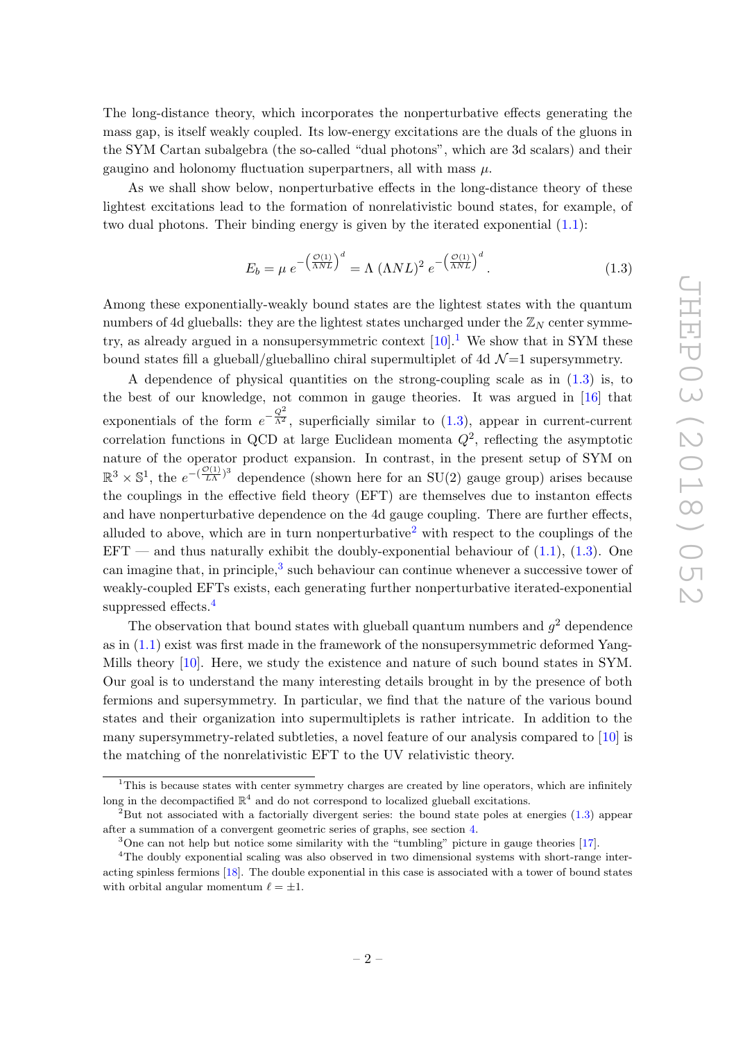The long-distance theory, which incorporates the nonperturbative effects generating the mass gap, is itself weakly coupled. Its low-energy excitations are the duals of the gluons in the SYM Cartan subalgebra (the so-called "dual photons", which are 3d scalars) and their gaugino and holonomy fluctuation superpartners, all with mass $\mu$.

As we shall show below, nonperturbative effects in the long-distance theory of these lightest excitations lead to the formation of nonrelativistic bound states, for example, of two dual photons. Their binding energy is given by the iterated exponential (1.1):

$$E_b = \mu \, e^{-\left(\frac{\mathcal{O}(1)}{\Lambda N L}\right)^d} = \Lambda \, (\Lambda N L)^2 \, e^{-\left(\frac{\mathcal{O}(1)}{\Lambda N L}\right)^d} . \tag{1.3}$$

Among these exponentially-weakly bound states are the lightest states with the quantum numbers of 4d glueballs: they are the lightest states uncharged under the $\mathbb{Z}_N$ center symmetry, as already argued in a nonsupersymmetric context [10].[1] We show that in SYM these bound states fill a glueball/glueballino chiral supermultiplet of 4d $\mathcal{N}$=1 supersymmetry.

A dependence of physical quantities on the strong-coupling scale as in (1.3) is, to the best of our knowledge, not common in gauge theories. It was argued in [16] that exponentials of the form $e^{-\frac{Q^2}{\Lambda^2}}$, superficially similar to (1.3), appear in current-current correlation functions in QCD at large Euclidean momenta $Q^2$, reflecting the asymptotic nature of the operator product expansion. In contrast, in the present setup of SYM on $\mathbb{R}^3 \times \mathbb{S}^1$, the $e^{-(\frac{\mathcal{O}(1)}{L\Lambda})^3}$ dependence (shown here for an SU(2) gauge group) arises because the couplings in the effective field theory (EFT) are themselves due to instanton effects and have nonperturbative dependence on the 4d gauge coupling. There are further effects, alluded to above, which are in turn nonperturbative[2] with respect to the couplings of the EFT — and thus naturally exhibit the doubly-exponential behaviour of (1.1), (1.3). One can imagine that, in principle,[3] such behaviour can continue whenever a successive tower of weakly-coupled EFTs exists, each generating further nonperturbative iterated-exponential suppressed effects.[4]

The observation that bound states with glueball quantum numbers and $g^2$ dependence as in (1.1) exist was first made in the framework of the nonsupersymmetric deformed Yang-Mills theory [10]. Here, we study the existence and nature of such bound states in SYM. Our goal is to understand the many interesting details brought in by the presence of both fermions and supersymmetry. In particular, we find that the nature of the various bound states and their organization into supermultiplets is rather intricate. In addition to the many supersymmetry-related subtleties, a novel feature of our analysis compared to [10] is the matching of the nonrelativistic EFT to the UV relativistic theory.

---

[1] This is because states with center symmetry charges are created by line operators, which are infinitely long in the decompactified $\mathbb{R}^4$ and do not correspond to localized glueball excitations.

[2] But not associated with a factorially divergent series: the bound state poles at energies (1.3) appear after a summation of a convergent geometric series of graphs, see section 4.

[3] One can not help but notice some similarity with the "tumbling" picture in gauge theories [17].

[4] The doubly exponential scaling was also observed in two dimensional systems with short-range interacting spinless fermions [18]. The double exponential in this case is associated with a tower of bound states with orbital angular momentum $\ell = \pm 1$.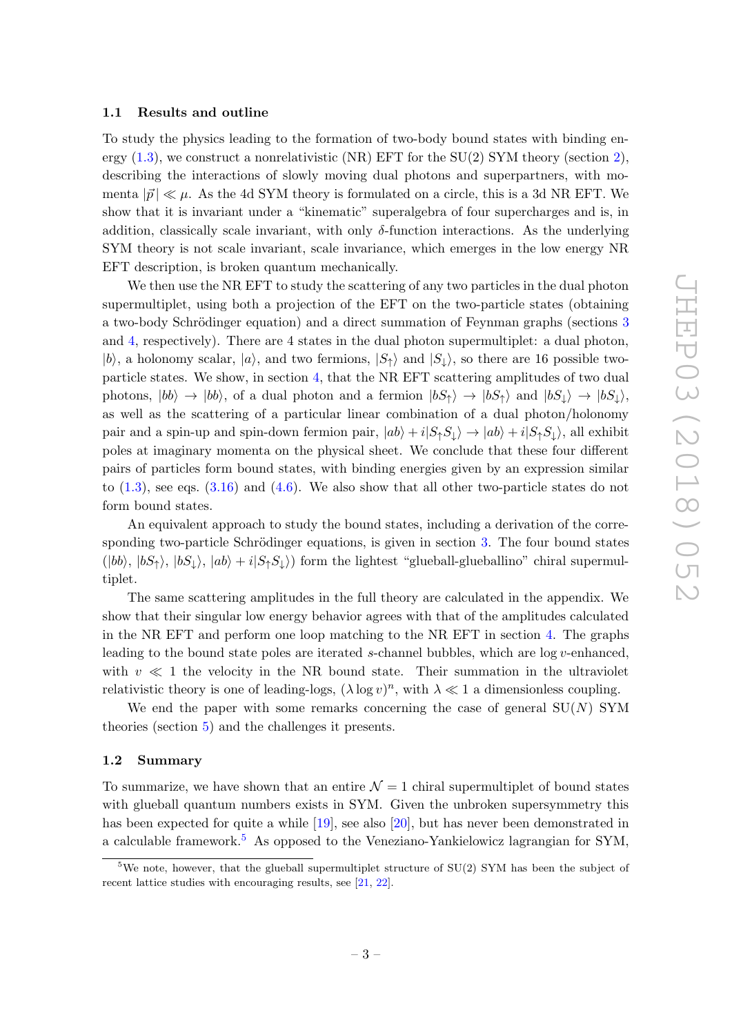### 1.1 Results and outline

To study the physics leading to the formation of two-body bound states with binding energy (1.3), we construct a nonrelativistic (NR) EFT for the SU(2) SYM theory (section 2), describing the interactions of slowly moving dual photons and superpartners, with momenta $|\vec{p}| \ll \mu$. As the 4d SYM theory is formulated on a circle, this is a 3d NR EFT. We show that it is invariant under a "kinematic" superalgebra of four supercharges and is, in addition, classically scale invariant, with only $\delta$-function interactions. As the underlying SYM theory is not scale invariant, scale invariance, which emerges in the low energy NR EFT description, is broken quantum mechanically.

We then use the NR EFT to study the scattering of any two particles in the dual photon supermultiplet, using both a projection of the EFT on the two-particle states (obtaining a two-body Schrödinger equation) and a direct summation of Feynman graphs (sections 3 and 4, respectively). There are 4 states in the dual photon supermultiplet: a dual photon, $|b\rangle$, a holonomy scalar, $|a\rangle$, and two fermions, $|S_\uparrow\rangle$ and $|S_\downarrow\rangle$, so there are 16 possible two-particle states. We show, in section 4, that the NR EFT scattering amplitudes of two dual photons, $|bb\rangle \to |bb\rangle$, of a dual photon and a fermion $|bS_\uparrow\rangle \to |bS_\uparrow\rangle$ and $|bS_\downarrow\rangle \to |bS_\downarrow\rangle$, as well as the scattering of a particular linear combination of a dual photon/holonomy pair and a spin-up and spin-down fermion pair, $|ab\rangle + i|S_\uparrow S_\downarrow\rangle \to |ab\rangle + i|S_\uparrow S_\downarrow\rangle$, all exhibit poles at imaginary momenta on the physical sheet. We conclude that these four different pairs of particles form bound states, with binding energies given by an expression similar to (1.3), see eqs. (3.16) and (4.6). We also show that all other two-particle states do not form bound states.

An equivalent approach to study the bound states, including a derivation of the corresponding two-particle Schrödinger equations, is given in section 3. The four bound states ($|bb\rangle$, $|bS_\uparrow\rangle$, $|bS_\downarrow\rangle$, $|ab\rangle + i|S_\uparrow S_\downarrow\rangle$) form the lightest "glueball-glueballino" chiral supermultiplet.

The same scattering amplitudes in the full theory are calculated in the appendix. We show that their singular low energy behavior agrees with that of the amplitudes calculated in the NR EFT and perform one loop matching to the NR EFT in section 4. The graphs leading to the bound state poles are iterated $s$-channel bubbles, which are log $v$-enhanced, with $v \ll 1$ the velocity in the NR bound state. Their summation in the ultraviolet relativistic theory is one of leading-logs, $(\lambda \log v)^n$, with $\lambda \ll 1$ a dimensionless coupling.

We end the paper with some remarks concerning the case of general SU($N$) SYM theories (section 5) and the challenges it presents.

### 1.2 Summary

To summarize, we have shown that an entire $\mathcal{N} = 1$ chiral supermultiplet of bound states with glueball quantum numbers exists in SYM. Given the unbroken supersymmetry this has been expected for quite a while [19], see also [20], but has never been demonstrated in a calculable framework.[5] As opposed to the Veneziano-Yankielowicz lagrangian for SYM,

[5] We note, however, that the glueball supermultiplet structure of SU(2) SYM has been the subject of recent lattice studies with encouraging results, see [21, 22].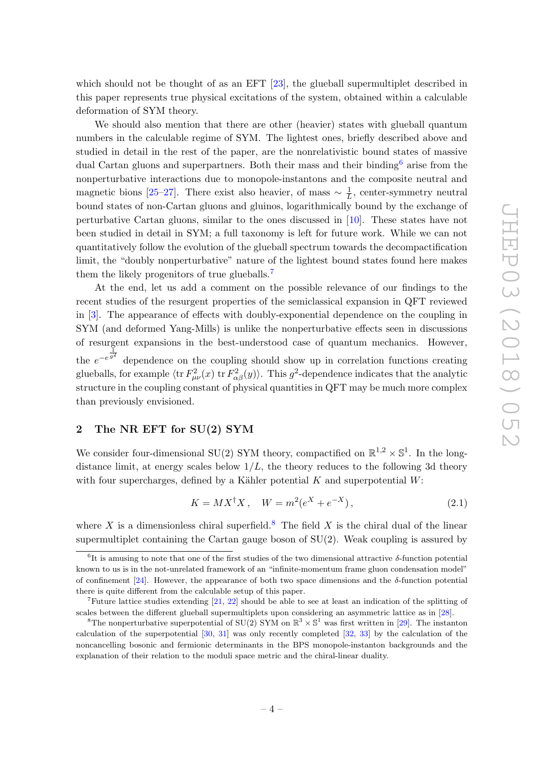which should not be thought of as an EFT [23], the glueball supermultiplet described in this paper represents true physical excitations of the system, obtained within a calculable deformation of SYM theory.

We should also mention that there are other (heavier) states with glueball quantum numbers in the calculable regime of SYM. The lightest ones, briefly described above and studied in detail in the rest of the paper, are the nonrelativistic bound states of massive dual Cartan gluons and superpartners. Both their mass and their binding[6] arise from the nonperturbative interactions due to monopole-instantons and the composite neutral and magnetic bions [25–27]. There exist also heavier, of mass $\sim \frac{1}{L}$, center-symmetry neutral bound states of non-Cartan gluons and gluinos, logarithmically bound by the exchange of perturbative Cartan gluons, similar to the ones discussed in [10]. These states have not been studied in detail in SYM; a full taxonomy is left for future work. While we can not quantitatively follow the evolution of the glueball spectrum towards the decompactification limit, the "doubly nonperturbative" nature of the lightest bound states found here makes them the likely progenitors of true glueballs.[7]

At the end, let us add a comment on the possible relevance of our findings to the recent studies of the resurgent properties of the semiclassical expansion in QFT reviewed in [3]. The appearance of effects with doubly-exponential dependence on the coupling in SYM (and deformed Yang-Mills) is unlike the nonperturbative effects seen in discussions of resurgent expansions in the best-understood case of quantum mechanics. However, the $e^{-e^{\frac{1}{g^2}}}$ dependence on the coupling should show up in correlation functions creating glueballs, for example $\langle \mathrm{tr}\, F^2_{\mu\nu}(x)\, \mathrm{tr}\, F^2_{\alpha\beta}(y)\rangle$. This $g^2$-dependence indicates that the analytic structure in the coupling constant of physical quantities in QFT may be much more complex than previously envisioned.

## 2 The NR EFT for SU(2) SYM

We consider four-dimensional SU(2) SYM theory, compactified on $\mathbb{R}^{1,2} \times \mathbb{S}^1$. In the long-distance limit, at energy scales below $1/L$, the theory reduces to the following 3d theory with four supercharges, defined by a Kähler potential $K$ and superpotential $W$:

$$K = M X^\dagger X\,, \quad W = m^2(e^X + e^{-X})\,, \tag{2.1}$$

where $X$ is a dimensionless chiral superfield.[8] The field $X$ is the chiral dual of the linear supermultiplet containing the Cartan gauge boson of SU(2). Weak coupling is assured by

---

[6] It is amusing to note that one of the first studies of the two dimensional attractive $\delta$-function potential known to us is in the not-unrelated framework of an "infinite-momentum frame gluon condensation model" of confinement [24]. However, the appearance of both two space dimensions and the $\delta$-function potential there is quite different from the calculable setup of this paper.

[7] Future lattice studies extending [21, 22] should be able to see at least an indication of the splitting of scales between the different glueball supermultiplets upon considering an asymmetric lattice as in [28].

[8] The nonperturbative superpotential of SU(2) SYM on $\mathbb{R}^3 \times \mathbb{S}^1$ was first written in [29]. The instanton calculation of the superpotential [30, 31] was only recently completed [32, 33] by the calculation of the noncancelling bosonic and fermionic determinants in the BPS monopole-instanton backgrounds and the explanation of their relation to the moduli space metric and the chiral-linear duality.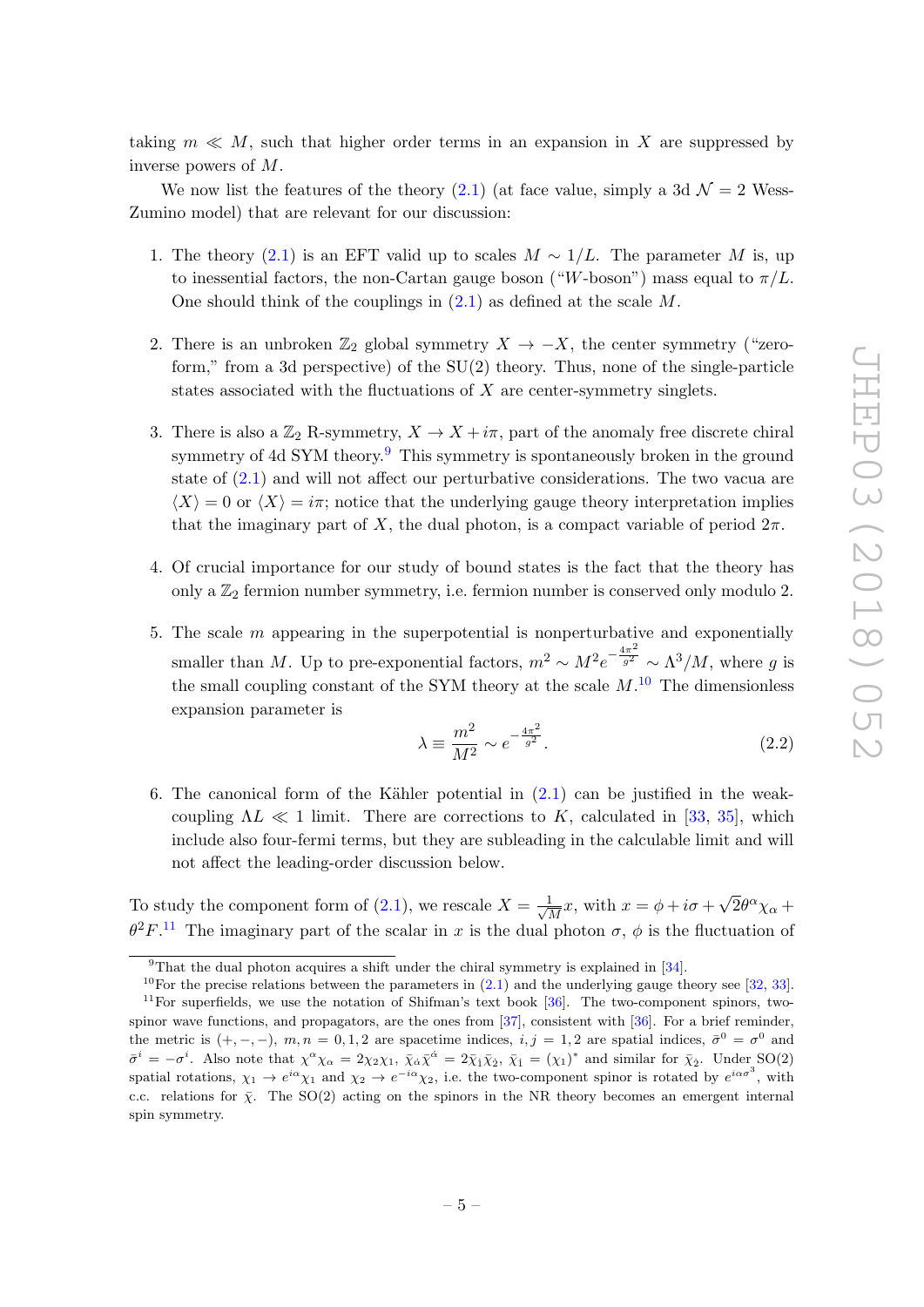taking $m \ll M$, such that higher order terms in an expansion in $X$ are suppressed by inverse powers of $M$.

We now list the features of the theory (2.1) (at face value, simply a 3d $\mathcal{N}=2$ Wess-Zumino model) that are relevant for our discussion:

1. The theory (2.1) is an EFT valid up to scales $M \sim 1/L$. The parameter $M$ is, up to inessential factors, the non-Cartan gauge boson ("$W$-boson") mass equal to $\pi/L$. One should think of the couplings in (2.1) as defined at the scale $M$.

2. There is an unbroken $\mathbb{Z}_2$ global symmetry $X \to -X$, the center symmetry ("zero-form," from a 3d perspective) of the SU(2) theory. Thus, none of the single-particle states associated with the fluctuations of $X$ are center-symmetry singlets.

3. There is also a $\mathbb{Z}_2$ R-symmetry, $X \to X + i\pi$, part of the anomaly free discrete chiral symmetry of 4d SYM theory.[9] This symmetry is spontaneously broken in the ground state of (2.1) and will not affect our perturbative considerations. The two vacua are $\langle X \rangle = 0$ or $\langle X \rangle = i\pi$; notice that the underlying gauge theory interpretation implies that the imaginary part of $X$, the dual photon, is a compact variable of period $2\pi$.

4. Of crucial importance for our study of bound states is the fact that the theory has only a $\mathbb{Z}_2$ fermion number symmetry, i.e. fermion number is conserved only modulo 2.

5. The scale $m$ appearing in the superpotential is nonperturbative and exponentially smaller than $M$. Up to pre-exponential factors, $m^2 \sim M^2 e^{-\frac{4\pi^2}{g^2}} \sim \Lambda^3/M$, where $g$ is the small coupling constant of the SYM theory at the scale $M$.[10] The dimensionless expansion parameter is
$$\lambda \equiv \frac{m^2}{M^2} \sim e^{-\frac{4\pi^2}{g^2}}. \tag{2.2}$$

6. The canonical form of the Kähler potential in (2.1) can be justified in the weak-coupling $\Lambda L \ll 1$ limit. There are corrections to $K$, calculated in [33, 35], which include also four-fermi terms, but they are subleading in the calculable limit and will not affect the leading-order discussion below.

To study the component form of (2.1), we rescale $X = \frac{1}{\sqrt{M}}x$, with $x = \phi + i\sigma + \sqrt{2}\theta^\alpha \chi_\alpha + \theta^2 F$.[11] The imaginary part of the scalar in $x$ is the dual photon $\sigma$, $\phi$ is the fluctuation of

[9] That the dual photon acquires a shift under the chiral symmetry is explained in [34].

[10] For the precise relations between the parameters in (2.1) and the underlying gauge theory see [32, 33].

[11] For superfields, we use the notation of Shifman's text book [36]. The two-component spinors, two-spinor wave functions, and propagators, are the ones from [37], consistent with [36]. For a brief reminder, the metric is $(+,-,-)$, $m,n = 0,1,2$ are spacetime indices, $i,j = 1,2$ are spatial indices, $\bar{\sigma}^0 = \sigma^0$ and $\bar{\sigma}^i = -\sigma^i$. Also note that $\chi^\alpha \chi_\alpha = 2\chi_2\chi_1$, $\bar{\chi}_{\dot{\alpha}}\bar{\chi}^{\dot{\alpha}} = 2\bar{\chi}_{\dot{1}}\bar{\chi}_{\dot{2}}$, $\bar{\chi}_{\dot{1}} = (\chi_1)^*$ and similar for $\bar{\chi}_{\dot{2}}$. Under SO(2) spatial rotations, $\chi_1 \to e^{i\alpha}\chi_1$ and $\chi_2 \to e^{-i\alpha}\chi_2$, i.e. the two-component spinor is rotated by $e^{i\alpha\sigma^3}$, with c.c. relations for $\bar{\chi}$. The SO(2) acting on the spinors in the NR theory becomes an emergent internal spin symmetry.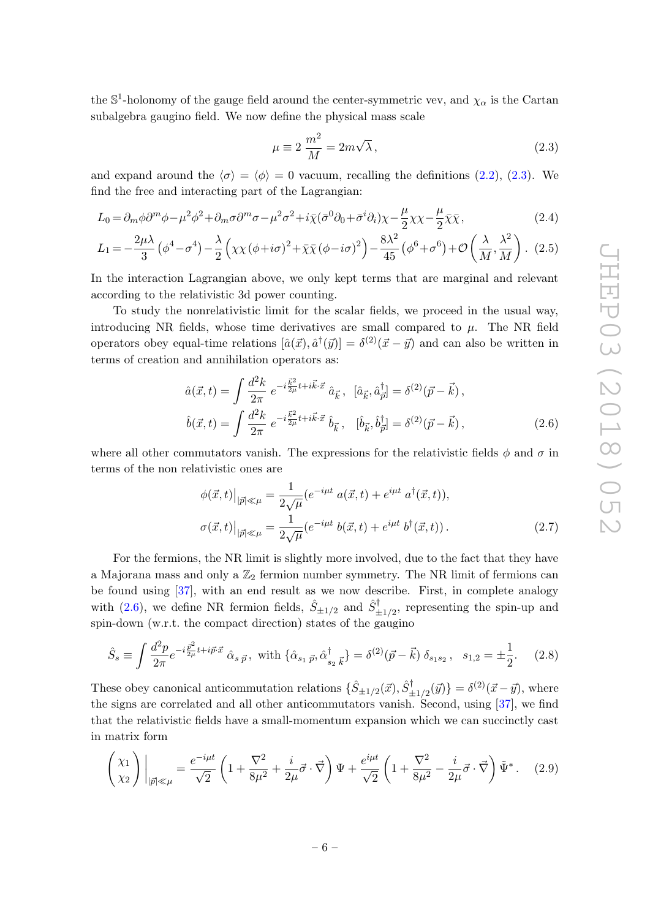the $\mathbb{S}^1$-holonomy of the gauge field around the center-symmetric vev, and $\chi_\alpha$ is the Cartan subalgebra gaugino field. We now define the physical mass scale

$$\mu \equiv 2\,\frac{m^2}{M} = 2m\sqrt{\lambda}\,, \tag{2.3}$$

and expand around the $\langle\sigma\rangle = \langle\phi\rangle = 0$ vacuum, recalling the definitions (2.2), (2.3). We find the free and interacting part of the Lagrangian:

$$L_0 = \partial_m\phi\partial^m\phi - \mu^2\phi^2 + \partial_m\sigma\partial^m\sigma - \mu^2\sigma^2 + i\bar{\chi}(\bar{\sigma}^0\partial_0 + \bar{\sigma}^i\partial_i)\chi - \frac{\mu}{2}\chi\chi - \frac{\mu}{2}\bar{\chi}\bar{\chi}\,, \tag{2.4}$$

$$L_1 = -\frac{2\mu\lambda}{3}\left(\phi^4 - \sigma^4\right) - \frac{\lambda}{2}\left(\chi\chi\,(\phi + i\sigma)^2 + \bar{\chi}\bar{\chi}\,(\phi - i\sigma)^2\right) - \frac{8\lambda^2}{45}\left(\phi^6 + \sigma^6\right) + \mathcal{O}\left(\frac{\lambda}{M}, \frac{\lambda^2}{M}\right). \tag{2.5}$$

In the interaction Lagrangian above, we only kept terms that are marginal and relevant according to the relativistic 3d power counting.

To study the nonrelativistic limit for the scalar fields, we proceed in the usual way, introducing NR fields, whose time derivatives are small compared to $\mu$. The NR field operators obey equal-time relations $[\hat{a}(\vec{x}), \hat{a}^\dagger(\vec{y})] = \delta^{(2)}(\vec{x} - \vec{y})$ and can also be written in terms of creation and annihilation operators as:

$$\begin{aligned}
\hat{a}(\vec{x}, t) &= \int \frac{d^2k}{2\pi}\, e^{-i\frac{\vec{k}^2}{2\mu}t + i\vec{k}\cdot\vec{x}}\, \hat{a}_{\vec{k}}\,, \quad [\hat{a}_{\vec{k}}, \hat{a}^\dagger_{\vec{p}}] = \delta^{(2)}(\vec{p} - \vec{k})\,, \\
\hat{b}(\vec{x}, t) &= \int \frac{d^2k}{2\pi}\, e^{-i\frac{\vec{k}^2}{2\mu}t + i\vec{k}\cdot\vec{x}}\, \hat{b}_{\vec{k}}\,, \quad [\hat{b}_{\vec{k}}, \hat{b}^\dagger_{\vec{p}}] = \delta^{(2)}(\vec{p} - \vec{k})\,,
\end{aligned} \tag{2.6}$$

where all other commutators vanish. The expressions for the relativistic fields $\phi$ and $\sigma$ in terms of the non relativistic ones are

$$\begin{aligned}
\phi(\vec{x}, t)\big|_{|\vec{p}|\ll\mu} &= \frac{1}{2\sqrt{\mu}}(e^{-i\mu t}\, a(\vec{x}, t) + e^{i\mu t}\, a^\dagger(\vec{x}, t)), \\
\sigma(\vec{x}, t)\big|_{|\vec{p}|\ll\mu} &= \frac{1}{2\sqrt{\mu}}(e^{-i\mu t}\, b(\vec{x}, t) + e^{i\mu t}\, b^\dagger(\vec{x}, t))\,.
\end{aligned} \tag{2.7}$$

For the fermions, the NR limit is slightly more involved, due to the fact that they have a Majorana mass and only a $\mathbb{Z}_2$ fermion number symmetry. The NR limit of fermions can be found using [37], with an end result as we now describe. First, in complete analogy with (2.6), we define NR fermion fields, $\hat{S}_{\pm 1/2}$ and $\hat{S}^\dagger_{\pm 1/2}$, representing the spin-up and spin-down (w.r.t. the compact direction) states of the gaugino

$$\hat{S}_s \equiv \int \frac{d^2p}{2\pi} e^{-i\frac{\vec{p}^2}{2\mu}t + i\vec{p}\cdot\vec{x}}\, \hat{\alpha}_{s\,\vec{p}}\,, \text{ with } \{\hat{\alpha}_{s_1\,\vec{p}}, \hat{\alpha}^\dagger_{s_2\,\vec{k}}\} = \delta^{(2)}(\vec{p} - \vec{k})\,\delta_{s_1 s_2}\,, \quad s_{1,2} = \pm\frac{1}{2}. \tag{2.8}$$

These obey canonical anticommutation relations $\{\hat{S}_{\pm 1/2}(\vec{x}), \hat{S}^\dagger_{\pm 1/2}(\vec{y})\} = \delta^{(2)}(\vec{x} - \vec{y})$, where the signs are correlated and all other anticommutators vanish. Second, using [37], we find that the relativistic fields have a small-momentum expansion which we can succinctly cast in matrix form

$$\begin{pmatrix} \chi_1 \\ \chi_2 \end{pmatrix}\Bigg|_{|\vec{p}|\ll\mu} = \frac{e^{-i\mu t}}{\sqrt{2}}\left(1 + \frac{\nabla^2}{8\mu^2} + \frac{i}{2\mu}\vec{\sigma}\cdot\vec{\nabla}\right)\Psi + \frac{e^{i\mu t}}{\sqrt{2}}\left(1 + \frac{\nabla^2}{8\mu^2} - \frac{i}{2\mu}\vec{\sigma}\cdot\vec{\nabla}\right)\tilde{\Psi}^*. \tag{2.9}$$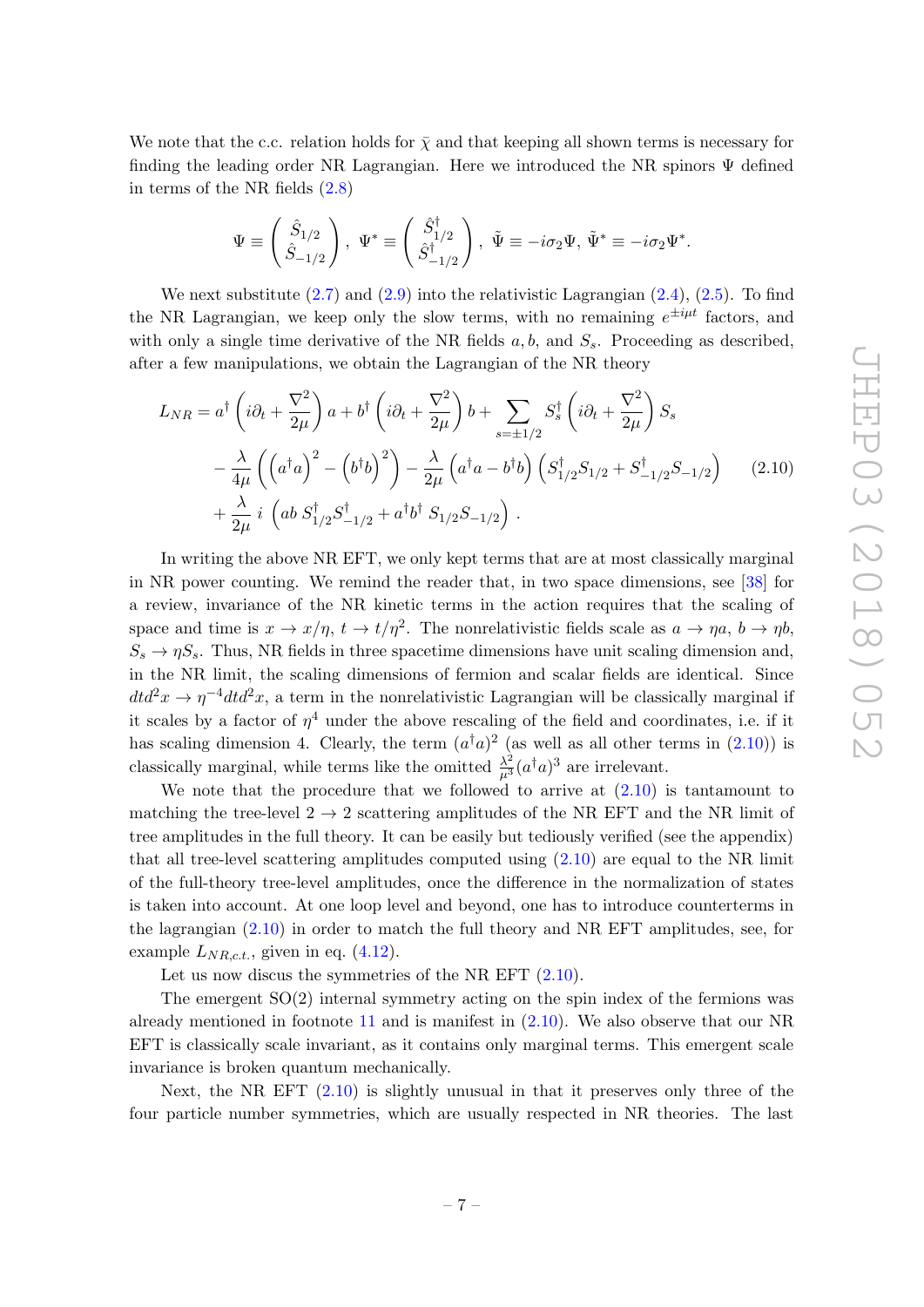We note that the c.c. relation holds for $\bar{\chi}$ and that keeping all shown terms is necessary for finding the leading order NR Lagrangian. Here we introduced the NR spinors $\Psi$ defined in terms of the NR fields (2.8)

$$\Psi \equiv \begin{pmatrix} \hat{S}_{1/2} \\ \hat{S}_{-1/2} \end{pmatrix}, \;\; \Psi^* \equiv \begin{pmatrix} \hat{S}^\dagger_{1/2} \\ \hat{S}^\dagger_{-1/2} \end{pmatrix}, \;\; \tilde{\Psi} \equiv -i\sigma_2 \Psi, \; \tilde{\Psi}^* \equiv -i\sigma_2 \Psi^*.$$

We next substitute (2.7) and (2.9) into the relativistic Lagrangian (2.4), (2.5). To find the NR Lagrangian, we keep only the slow terms, with no remaining $e^{\pm i\mu t}$ factors, and with only a single time derivative of the NR fields $a, b$, and $S_s$. Proceeding as described, after a few manipulations, we obtain the Lagrangian of the NR theory

$$\begin{aligned} L_{NR} &= a^\dagger \left( i\partial_t + \frac{\nabla^2}{2\mu} \right) a + b^\dagger \left( i\partial_t + \frac{\nabla^2}{2\mu} \right) b + \sum_{s=\pm 1/2} S_s^\dagger \left( i\partial_t + \frac{\nabla^2}{2\mu} \right) S_s \\ &- \frac{\lambda}{4\mu} \left( \left(a^\dagger a\right)^2 - \left(b^\dagger b\right)^2 \right) - \frac{\lambda}{2\mu} \left( a^\dagger a - b^\dagger b \right) \left( S^\dagger_{1/2} S_{1/2} + S^\dagger_{-1/2} S_{-1/2} \right) \\ &+ \frac{\lambda}{2\mu} \, i \, \left( ab \, S^\dagger_{1/2} S^\dagger_{-1/2} + a^\dagger b^\dagger \, S_{1/2} S_{-1/2} \right) . \end{aligned} \tag{2.10}$$

In writing the above NR EFT, we only kept terms that are at most classically marginal in NR power counting. We remind the reader that, in two space dimensions, see [38] for a review, invariance of the NR kinetic terms in the action requires that the scaling of space and time is $x \to x/\eta$, $t \to t/\eta^2$. The nonrelativistic fields scale as $a \to \eta a$, $b \to \eta b$, $S_s \to \eta S_s$. Thus, NR fields in three spacetime dimensions have unit scaling dimension and, in the NR limit, the scaling dimensions of fermion and scalar fields are identical. Since $dt d^2x \to \eta^{-4} dt d^2 x$, a term in the nonrelativistic Lagrangian will be classically marginal if it scales by a factor of $\eta^4$ under the above rescaling of the field and coordinates, i.e. if it has scaling dimension 4. Clearly, the term $(a^\dagger a)^2$ (as well as all other terms in (2.10)) is classically marginal, while terms like the omitted $\frac{\lambda^2}{\mu^3}(a^\dagger a)^3$ are irrelevant.

We note that the procedure that we followed to arrive at (2.10) is tantamount to matching the tree-level $2 \to 2$ scattering amplitudes of the NR EFT and the NR limit of tree amplitudes in the full theory. It can be easily but tediously verified (see the appendix) that all tree-level scattering amplitudes computed using (2.10) are equal to the NR limit of the full-theory tree-level amplitudes, once the difference in the normalization of states is taken into account. At one loop level and beyond, one has to introduce counterterms in the lagrangian (2.10) in order to match the full theory and NR EFT amplitudes, see, for example $L_{NR,c.t.}$, given in eq. (4.12).

Let us now discus the symmetries of the NR EFT (2.10).

The emergent SO(2) internal symmetry acting on the spin index of the fermions was already mentioned in footnote 11 and is manifest in (2.10). We also observe that our NR EFT is classically scale invariant, as it contains only marginal terms. This emergent scale invariance is broken quantum mechanically.

Next, the NR EFT (2.10) is slightly unusual in that it preserves only three of the four particle number symmetries, which are usually respected in NR theories. The last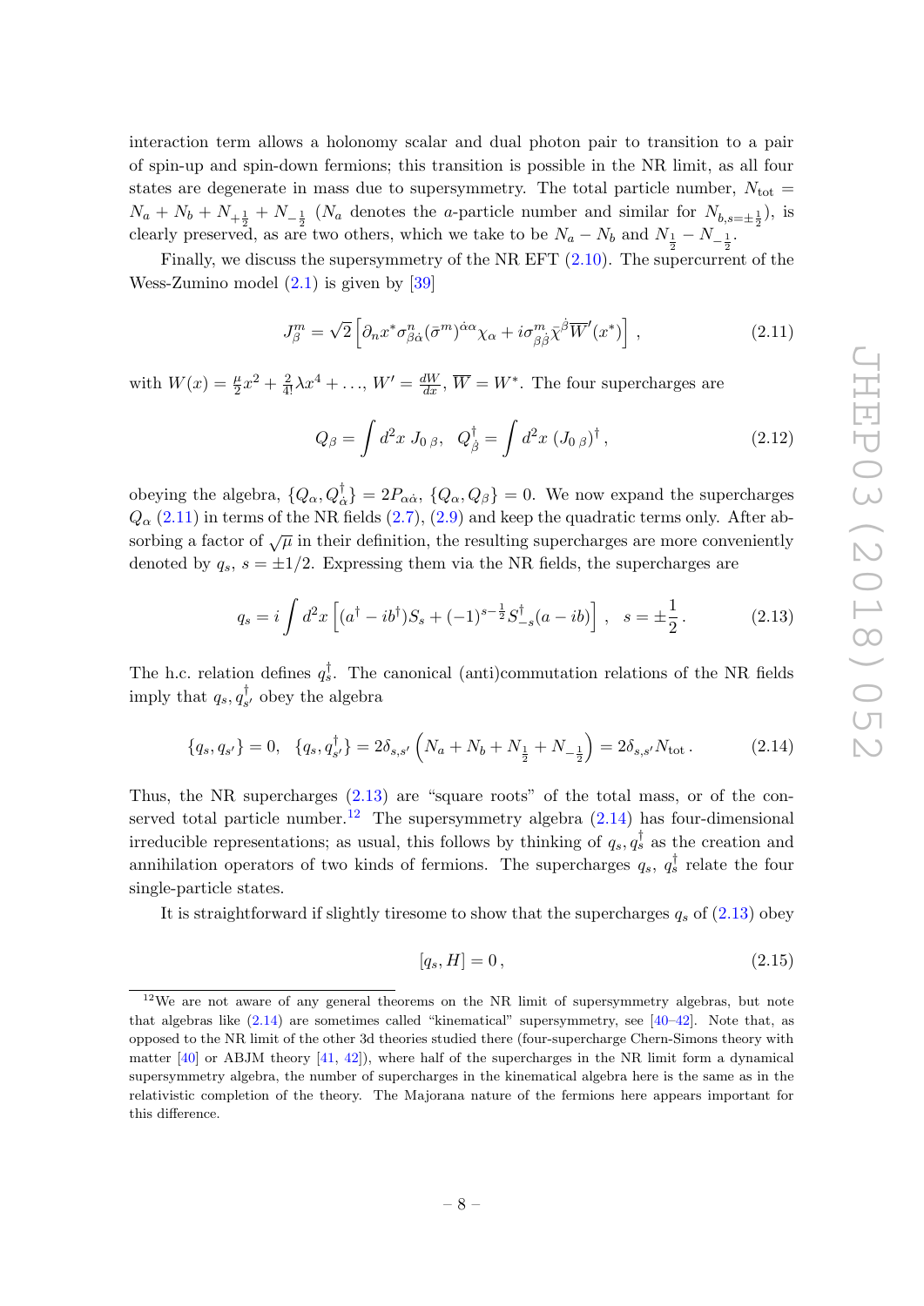interaction term allows a holonomy scalar and dual photon pair to transition to a pair of spin-up and spin-down fermions; this transition is possible in the NR limit, as all four states are degenerate in mass due to supersymmetry. The total particle number, $N_{\rm tot} = N_a + N_b + N_{+\frac{1}{2}} + N_{-\frac{1}{2}}$ ($N_a$ denotes the $a$-particle number and similar for $N_{b,s=\pm\frac{1}{2}}$), is clearly preserved, as are two others, which we take to be $N_a - N_b$ and $N_{\frac{1}{2}} - N_{-\frac{1}{2}}$.

Finally, we discuss the supersymmetry of the NR EFT (2.10). The supercurrent of the Wess-Zumino model (2.1) is given by [39]

$$J^m_\beta = \sqrt{2}\left[\partial_n x^* \sigma^n_{\beta\dot{\alpha}}(\bar{\sigma}^m)^{\dot{\alpha}\alpha}\chi_\alpha + i\sigma^m_{\beta\dot{\beta}}\bar{\chi}^{\dot{\beta}}\overline{W}'(x^*)\right] , \tag{2.11}$$

with $W(x) = \frac{\mu}{2}x^2 + \frac{2}{4!}\lambda x^4 + \ldots$, $W' = \frac{dW}{dx}$, $\overline{W} = W^*$. The four supercharges are

$$Q_\beta = \int d^2x \; J_{0\,\beta}, \quad Q^\dagger_{\dot{\beta}} = \int d^2x \; (J_{0\,\beta})^\dagger \,, \tag{2.12}$$

obeying the algebra, $\{Q_\alpha, Q^\dagger_{\dot{\alpha}}\} = 2P_{\alpha\dot{\alpha}}$, $\{Q_\alpha, Q_\beta\} = 0$. We now expand the supercharges $Q_\alpha$ (2.11) in terms of the NR fields (2.7), (2.9) and keep the quadratic terms only. After absorbing a factor of $\sqrt{\mu}$ in their definition, the resulting supercharges are more conveniently denoted by $q_s$, $s = \pm 1/2$. Expressing them via the NR fields, the supercharges are

$$q_s = i\int d^2x \left[(a^\dagger - ib^\dagger)S_s + (-1)^{s-\frac{1}{2}}S^\dagger_{-s}(a - ib)\right] , \quad s = \pm\frac{1}{2} \,. \tag{2.13}$$

The h.c. relation defines $q^\dagger_s$. The canonical (anti)commutation relations of the NR fields imply that $q_s, q^\dagger_{s'}$ obey the algebra

$$\{q_s, q_{s'}\} = 0, \quad \{q_s, q^\dagger_{s'}\} = 2\delta_{s,s'}\left(N_a + N_b + N_{\frac{1}{2}} + N_{-\frac{1}{2}}\right) = 2\delta_{s,s'}N_{\rm tot} \,. \tag{2.14}$$

Thus, the NR supercharges (2.13) are "square roots" of the total mass, or of the conserved total particle number.[12] The supersymmetry algebra (2.14) has four-dimensional irreducible representations; as usual, this follows by thinking of $q_s, q^\dagger_s$ as the creation and annihilation operators of two kinds of fermions. The supercharges $q_s$, $q^\dagger_s$ relate the four single-particle states.

It is straightforward if slightly tiresome to show that the supercharges $q_s$ of (2.13) obey

$$[q_s, H] = 0 \,, \tag{2.15}$$

[12] We are not aware of any general theorems on the NR limit of supersymmetry algebras, but note that algebras like (2.14) are sometimes called "kinematical" supersymmetry, see [40–42]. Note that, as opposed to the NR limit of the other 3d theories studied there (four-supercharge Chern-Simons theory with matter [40] or ABJM theory [41, 42]), where half of the supercharges in the NR limit form a dynamical supersymmetry algebra, the number of supercharges in the kinematical algebra here is the same as in the relativistic completion of the theory. The Majorana nature of the fermions here appears important for this difference.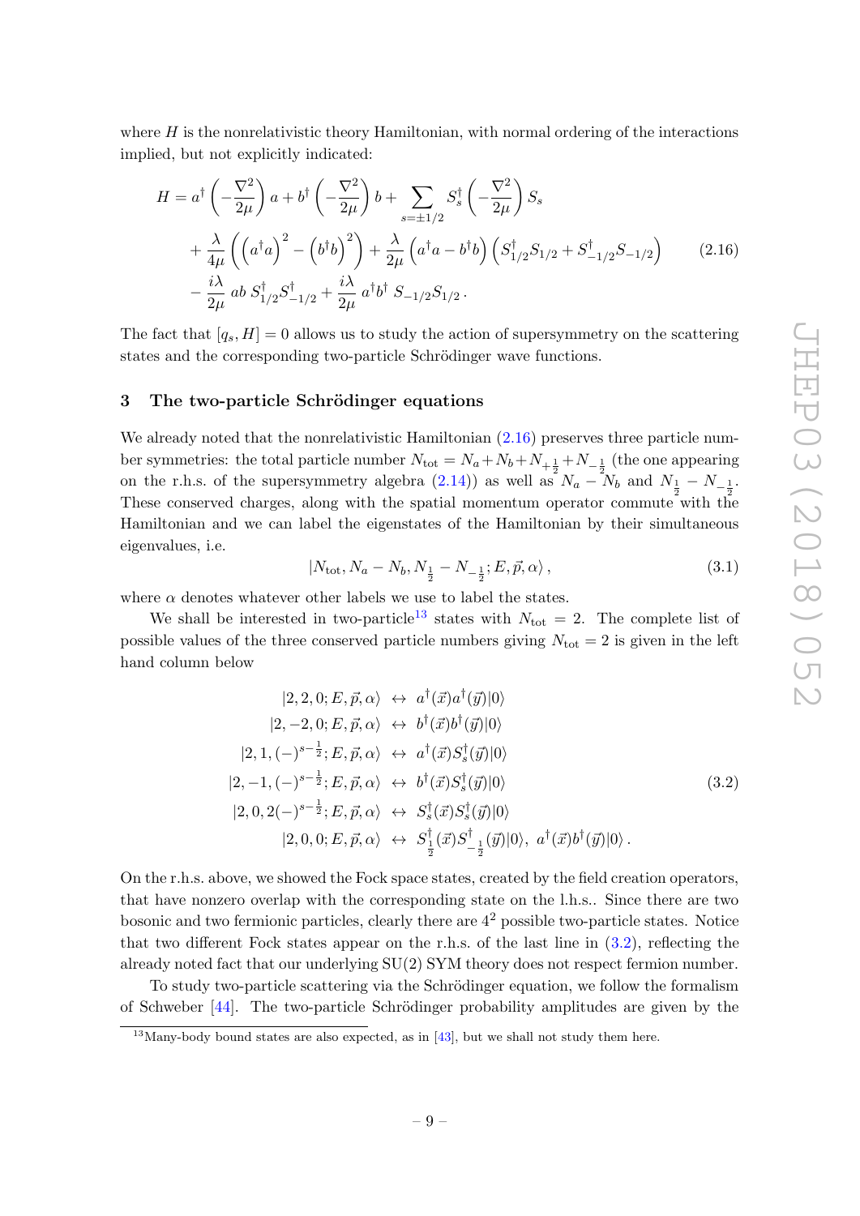where $H$ is the nonrelativistic theory Hamiltonian, with normal ordering of the interactions implied, but not explicitly indicated:

$$
\begin{aligned}
H = & \, a^\dagger \left(-\frac{\nabla^2}{2\mu}\right) a + b^\dagger \left(-\frac{\nabla^2}{2\mu}\right) b + \sum_{s=\pm 1/2} S_s^\dagger \left(-\frac{\nabla^2}{2\mu}\right) S_s \\
& + \frac{\lambda}{4\mu} \left( \left(a^\dagger a\right)^2 - \left(b^\dagger b\right)^2 \right) + \frac{\lambda}{2\mu} \left(a^\dagger a - b^\dagger b\right) \left(S_{1/2}^\dagger S_{1/2} + S_{-1/2}^\dagger S_{-1/2}\right) \\
& - \frac{i\lambda}{2\mu} \, ab \, S_{1/2}^\dagger S_{-1/2}^\dagger + \frac{i\lambda}{2\mu} \, a^\dagger b^\dagger \, S_{-1/2} S_{1/2} \, .
\end{aligned}
\tag{2.16}
$$

The fact that $[q_s, H] = 0$ allows us to study the action of supersymmetry on the scattering states and the corresponding two-particle Schrödinger wave functions.

## 3 The two-particle Schrödinger equations

We already noted that the nonrelativistic Hamiltonian (2.16) preserves three particle number symmetries: the total particle number $N_{\text{tot}} = N_a + N_b + N_{+\frac{1}{2}} + N_{-\frac{1}{2}}$ (the one appearing on the r.h.s. of the supersymmetry algebra (2.14)) as well as $N_a - N_b$ and $N_{\frac{1}{2}} - N_{-\frac{1}{2}}$. These conserved charges, along with the spatial momentum operator commute with the Hamiltonian and we can label the eigenstates of the Hamiltonian by their simultaneous eigenvalues, i.e.

$$
|N_{\text{tot}}, N_a - N_b, N_{\frac{1}{2}} - N_{-\frac{1}{2}}; E, \vec{p}, \alpha\rangle \, ,
\tag{3.1}
$$

where $\alpha$ denotes whatever other labels we use to label the states.

We shall be interested in two-particle[13] states with $N_{\text{tot}} = 2$. The complete list of possible values of the three conserved particle numbers giving $N_{\text{tot}} = 2$ is given in the left hand column below

$$
\begin{aligned}
|2, 2, 0; E, \vec{p}, \alpha\rangle \; &\leftrightarrow \; a^\dagger(\vec{x}) a^\dagger(\vec{y}) |0\rangle \\
|2, -2, 0; E, \vec{p}, \alpha\rangle \; &\leftrightarrow \; b^\dagger(\vec{x}) b^\dagger(\vec{y}) |0\rangle \\
|2, 1, (-)^{s-\frac{1}{2}}; E, \vec{p}, \alpha\rangle \; &\leftrightarrow \; a^\dagger(\vec{x}) S_s^\dagger(\vec{y}) |0\rangle \\
|2, -1, (-)^{s-\frac{1}{2}}; E, \vec{p}, \alpha\rangle \; &\leftrightarrow \; b^\dagger(\vec{x}) S_s^\dagger(\vec{y}) |0\rangle \\
|2, 0, 2(-)^{s-\frac{1}{2}}; E, \vec{p}, \alpha\rangle \; &\leftrightarrow \; S_s^\dagger(\vec{x}) S_s^\dagger(\vec{y}) |0\rangle \\
|2, 0, 0; E, \vec{p}, \alpha\rangle \; &\leftrightarrow \; S_{\frac{1}{2}}^\dagger(\vec{x}) S_{-\frac{1}{2}}^\dagger(\vec{y}) |0\rangle, \; a^\dagger(\vec{x}) b^\dagger(\vec{y}) |0\rangle \, .
\end{aligned}
\tag{3.2}
$$

On the r.h.s. above, we showed the Fock space states, created by the field creation operators, that have nonzero overlap with the corresponding state on the l.h.s.. Since there are two bosonic and two fermionic particles, clearly there are $4^2$ possible two-particle states. Notice that two different Fock states appear on the r.h.s. of the last line in (3.2), reflecting the already noted fact that our underlying SU(2) SYM theory does not respect fermion number.

To study two-particle scattering via the Schrödinger equation, we follow the formalism of Schweber [44]. The two-particle Schrödinger probability amplitudes are given by the

[13] Many-body bound states are also expected, as in [43], but we shall not study them here.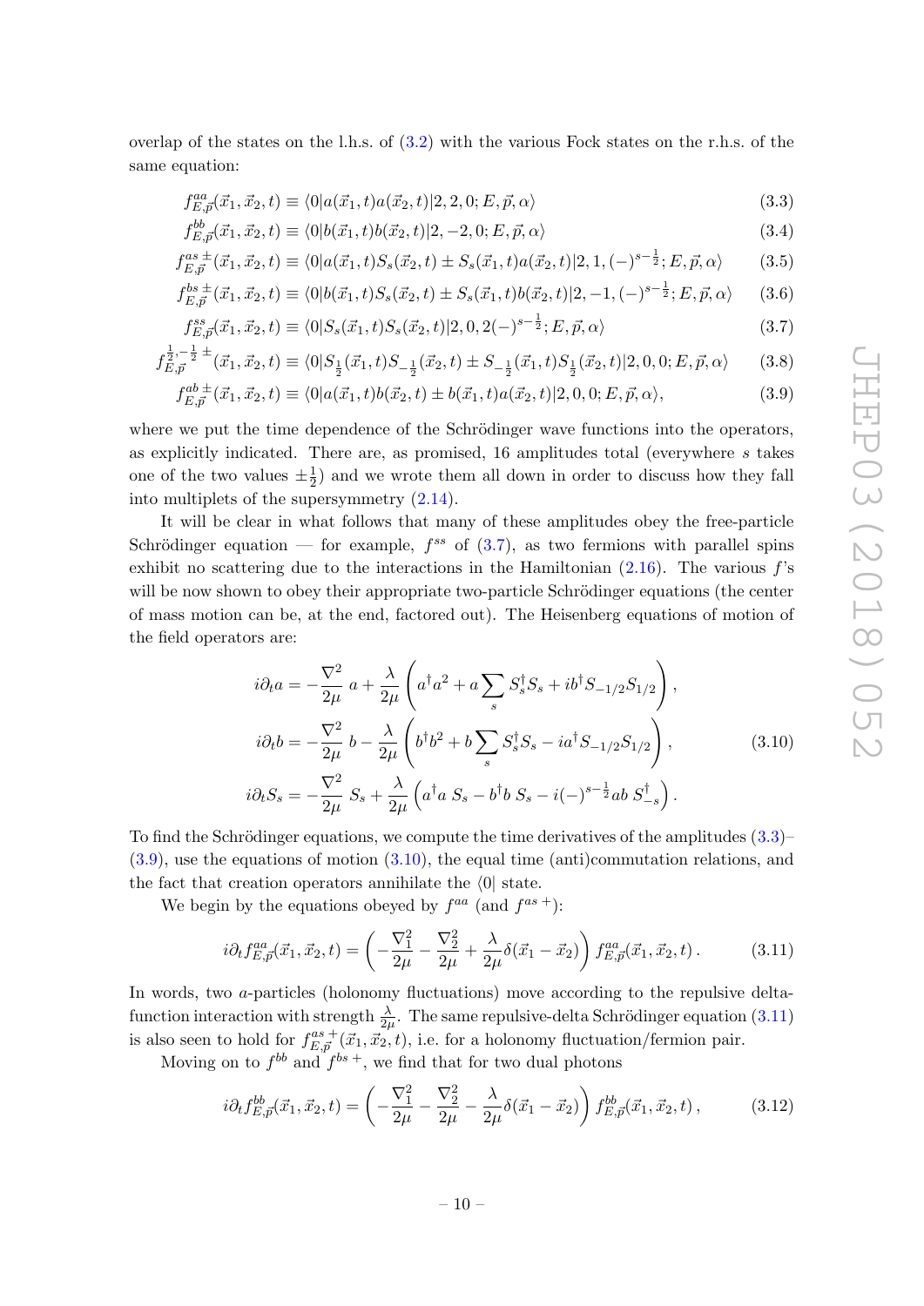overlap of the states on the l.h.s. of (3.2) with the various Fock states on the r.h.s. of the same equation:

$$f^{aa}_{E,\vec{p}}(\vec{x}_1,\vec{x}_2,t) \equiv \langle 0|a(\vec{x}_1,t)a(\vec{x}_2,t)|2,2,0;E,\vec{p},\alpha\rangle \tag{3.3}$$

$$f^{bb}_{E,\vec{p}}(\vec{x}_1,\vec{x}_2,t) \equiv \langle 0|b(\vec{x}_1,t)b(\vec{x}_2,t)|2,-2,0;E,\vec{p},\alpha\rangle \tag{3.4}$$

$$f^{as\,\pm}_{E,\vec{p}}(\vec{x}_1,\vec{x}_2,t) \equiv \langle 0|a(\vec{x}_1,t)S_s(\vec{x}_2,t) \pm S_s(\vec{x}_1,t)a(\vec{x}_2,t)|2,1,(-)^{s-\frac{1}{2}};E,\vec{p},\alpha\rangle \tag{3.5}$$

$$f^{bs\,\pm}_{E,\vec{p}}(\vec{x}_1,\vec{x}_2,t) \equiv \langle 0|b(\vec{x}_1,t)S_s(\vec{x}_2,t) \pm S_s(\vec{x}_1,t)b(\vec{x}_2,t)|2,-1,(-)^{s-\frac{1}{2}};E,\vec{p},\alpha\rangle \tag{3.6}$$

$$f^{ss}_{E,\vec{p}}(\vec{x}_1,\vec{x}_2,t) \equiv \langle 0|S_s(\vec{x}_1,t)S_s(\vec{x}_2,t)|2,0,2(-)^{s-\frac{1}{2}};E,\vec{p},\alpha\rangle \tag{3.7}$$

$$f^{\frac{1}{2},-\frac{1}{2}\,\pm}_{E,\vec{p}}(\vec{x}_1,\vec{x}_2,t) \equiv \langle 0|S_{\frac{1}{2}}(\vec{x}_1,t)S_{-\frac{1}{2}}(\vec{x}_2,t) \pm S_{-\frac{1}{2}}(\vec{x}_1,t)S_{\frac{1}{2}}(\vec{x}_2,t)|2,0,0;E,\vec{p},\alpha\rangle \tag{3.8}$$

$$f^{ab\,\pm}_{E,\vec{p}}(\vec{x}_1,\vec{x}_2,t) \equiv \langle 0|a(\vec{x}_1,t)b(\vec{x}_2,t) \pm b(\vec{x}_1,t)a(\vec{x}_2,t)|2,0,0;E,\vec{p},\alpha\rangle, \tag{3.9}$$

where we put the time dependence of the Schrödinger wave functions into the operators, as explicitly indicated. There are, as promised, 16 amplitudes total (everywhere $s$ takes one of the two values $\pm\frac{1}{2}$) and we wrote them all down in order to discuss how they fall into multiplets of the supersymmetry (2.14).

It will be clear in what follows that many of these amplitudes obey the free-particle Schrödinger equation — for example, $f^{ss}$ of (3.7), as two fermions with parallel spins exhibit no scattering due to the interactions in the Hamiltonian (2.16). The various $f$'s will be now shown to obey their appropriate two-particle Schrödinger equations (the center of mass motion can be, at the end, factored out). The Heisenberg equations of motion of the field operators are:

$$\begin{aligned}
i\partial_t a &= -\frac{\nabla^2}{2\mu}\, a + \frac{\lambda}{2\mu}\left(a^\dagger a^2 + a\sum_s S_s^\dagger S_s + i b^\dagger S_{-1/2}S_{1/2}\right), \\
i\partial_t b &= -\frac{\nabla^2}{2\mu}\, b - \frac{\lambda}{2\mu}\left(b^\dagger b^2 + b\sum_s S_s^\dagger S_s - i a^\dagger S_{-1/2}S_{1/2}\right), \\
i\partial_t S_s &= -\frac{\nabla^2}{2\mu}\, S_s + \frac{\lambda}{2\mu}\left(a^\dagger a\, S_s - b^\dagger b\, S_s - i(-)^{s-\frac{1}{2}} ab\, S^\dagger_{-s}\right).
\end{aligned} \tag{3.10}$$

To find the Schrödinger equations, we compute the time derivatives of the amplitudes (3.3)–(3.9), use the equations of motion (3.10), the equal time (anti)commutation relations, and the fact that creation operators annihilate the $\langle 0|$ state.

We begin by the equations obeyed by $f^{aa}$ (and $f^{as\,+}$):

$$i\partial_t f^{aa}_{E,\vec{p}}(\vec{x}_1,\vec{x}_2,t) = \left(-\frac{\nabla_1^2}{2\mu} - \frac{\nabla_2^2}{2\mu} + \frac{\lambda}{2\mu}\delta(\vec{x}_1-\vec{x}_2)\right) f^{aa}_{E,\vec{p}}(\vec{x}_1,\vec{x}_2,t)\,. \tag{3.11}$$

In words, two $a$-particles (holonomy fluctuations) move according to the repulsive delta-function interaction with strength $\frac{\lambda}{2\mu}$. The same repulsive-delta Schrödinger equation (3.11) is also seen to hold for $f^{as\,+}_{E,\vec{p}}(\vec{x}_1,\vec{x}_2,t)$, i.e. for a holonomy fluctuation/fermion pair.

Moving on to $f^{bb}$ and $f^{bs\,+}$, we find that for two dual photons

$$i\partial_t f^{bb}_{E,\vec{p}}(\vec{x}_1,\vec{x}_2,t) = \left(-\frac{\nabla_1^2}{2\mu} - \frac{\nabla_2^2}{2\mu} - \frac{\lambda}{2\mu}\delta(\vec{x}_1-\vec{x}_2)\right) f^{bb}_{E,\vec{p}}(\vec{x}_1,\vec{x}_2,t)\,, \tag{3.12}$$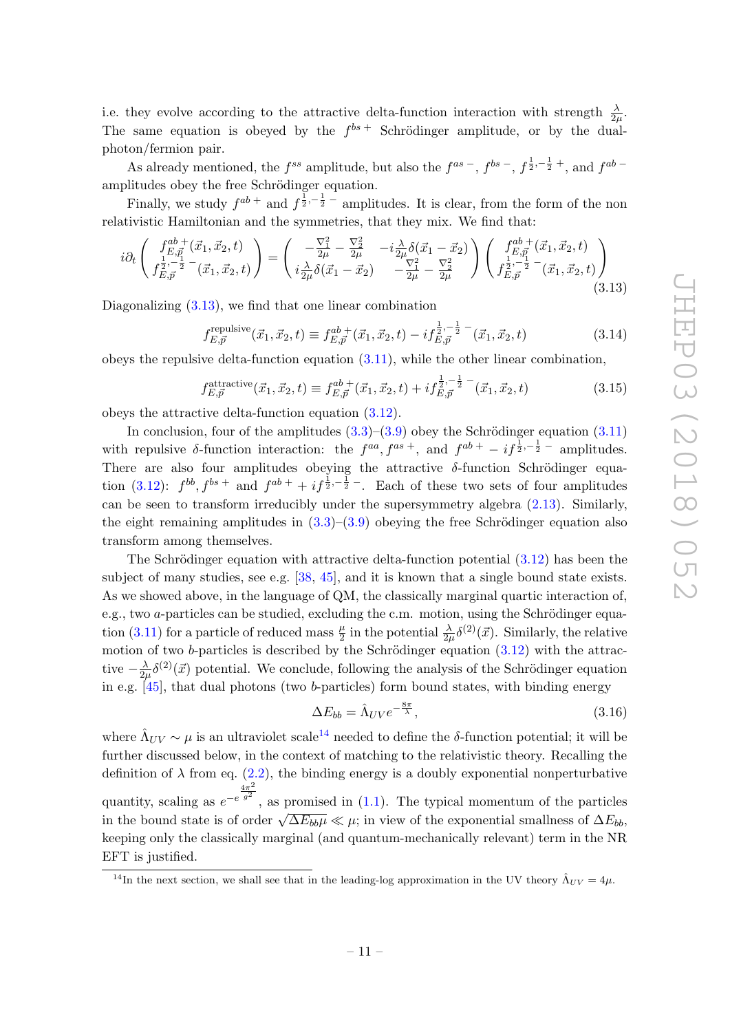i.e. they evolve according to the attractive delta-function interaction with strength $\frac{\lambda}{2\mu}$. The same equation is obeyed by the $f^{bs\,+}$ Schrödinger amplitude, or by the dual-photon/fermion pair.

As already mentioned, the $f^{ss}$ amplitude, but also the $f^{as\,-}$, $f^{bs\,-}$, $f^{\frac{1}{2},-\frac{1}{2}\,+}$, and $f^{ab\,-}$ amplitudes obey the free Schrödinger equation.

Finally, we study $f^{ab\,+}$ and $f^{\frac{1}{2},-\frac{1}{2}\,-}$ amplitudes. It is clear, from the form of the non relativistic Hamiltonian and the symmetries, that they mix. We find that:

$$i\partial_t \begin{pmatrix} f^{ab\,+}_{E,\vec{p}}(\vec{x}_1,\vec{x}_2,t) \\ f^{\frac{1}{2},-\frac{1}{2}\,-}_{E,\vec{p}}(\vec{x}_1,\vec{x}_2,t) \end{pmatrix} = \begin{pmatrix} -\frac{\nabla_1^2}{2\mu} - \frac{\nabla_2^2}{2\mu} & -i\frac{\lambda}{2\mu}\delta(\vec{x}_1-\vec{x}_2) \\ i\frac{\lambda}{2\mu}\delta(\vec{x}_1-\vec{x}_2) & -\frac{\nabla_1^2}{2\mu} - \frac{\nabla_2^2}{2\mu} \end{pmatrix} \begin{pmatrix} f^{ab\,+}_{E,\vec{p}}(\vec{x}_1,\vec{x}_2,t) \\ f^{\frac{1}{2},-\frac{1}{2}\,-}_{E,\vec{p}}(\vec{x}_1,\vec{x}_2,t) \end{pmatrix} \tag{3.13}$$

Diagonalizing (3.13), we find that one linear combination

$$f^{\rm repulsive}_{E,\vec{p}}(\vec{x}_1,\vec{x}_2,t) \equiv f^{ab\,+}_{E,\vec{p}}(\vec{x}_1,\vec{x}_2,t) - i f^{\frac{1}{2},-\frac{1}{2}\,-}_{E,\vec{p}}(\vec{x}_1,\vec{x}_2,t) \tag{3.14}$$

obeys the repulsive delta-function equation (3.11), while the other linear combination,

$$f^{\rm attractive}_{E,\vec{p}}(\vec{x}_1,\vec{x}_2,t) \equiv f^{ab\,+}_{E,\vec{p}}(\vec{x}_1,\vec{x}_2,t) + i f^{\frac{1}{2},-\frac{1}{2}\,-}_{E,\vec{p}}(\vec{x}_1,\vec{x}_2,t) \tag{3.15}$$

obeys the attractive delta-function equation (3.12).

In conclusion, four of the amplitudes (3.3)–(3.9) obey the Schrödinger equation (3.11) with repulsive $\delta$-function interaction: the $f^{aa}, f^{as\,+}$, and $f^{ab\,+} - i f^{\frac{1}{2},-\frac{1}{2}\,-}$ amplitudes. There are also four amplitudes obeying the attractive $\delta$-function Schrödinger equation (3.12): $f^{bb}, f^{bs\,+}$ and $f^{ab\,+} + i f^{\frac{1}{2},-\frac{1}{2}\,-}$. Each of these two sets of four amplitudes can be seen to transform irreducibly under the supersymmetry algebra (2.13). Similarly, the eight remaining amplitudes in (3.3)–(3.9) obeying the free Schrödinger equation also transform among themselves.

The Schrödinger equation with attractive delta-function potential (3.12) has been the subject of many studies, see e.g. [38, 45], and it is known that a single bound state exists. As we showed above, in the language of QM, the classically marginal quartic interaction of, e.g., two $a$-particles can be studied, excluding the c.m. motion, using the Schrödinger equation (3.11) for a particle of reduced mass $\frac{\mu}{2}$ in the potential $\frac{\lambda}{2\mu}\delta^{(2)}(\vec{x})$. Similarly, the relative motion of two $b$-particles is described by the Schrödinger equation (3.12) with the attractive $-\frac{\lambda}{2\mu}\delta^{(2)}(\vec{x})$ potential. We conclude, following the analysis of the Schrödinger equation in e.g. [45], that dual photons (two $b$-particles) form bound states, with binding energy

$$\Delta E_{bb} = \hat{\Lambda}_{UV} e^{-\frac{8\pi}{\lambda}}, \tag{3.16}$$

where $\hat{\Lambda}_{UV} \sim \mu$ is an ultraviolet scale[14] needed to define the $\delta$-function potential; it will be further discussed below, in the context of matching to the relativistic theory. Recalling the definition of $\lambda$ from eq. (2.2), the binding energy is a doubly exponential nonperturbative quantity, scaling as $e^{-e^{\frac{4\pi^2}{g^2}}}$, as promised in (1.1). The typical momentum of the particles in the bound state is of order $\sqrt{\Delta E_{bb}\mu} \ll \mu$; in view of the exponential smallness of $\Delta E_{bb}$, keeping only the classically marginal (and quantum-mechanically relevant) term in the NR EFT is justified.

[14]In the next section, we shall see that in the leading-log approximation in the UV theory $\hat{\Lambda}_{UV} = 4\mu$.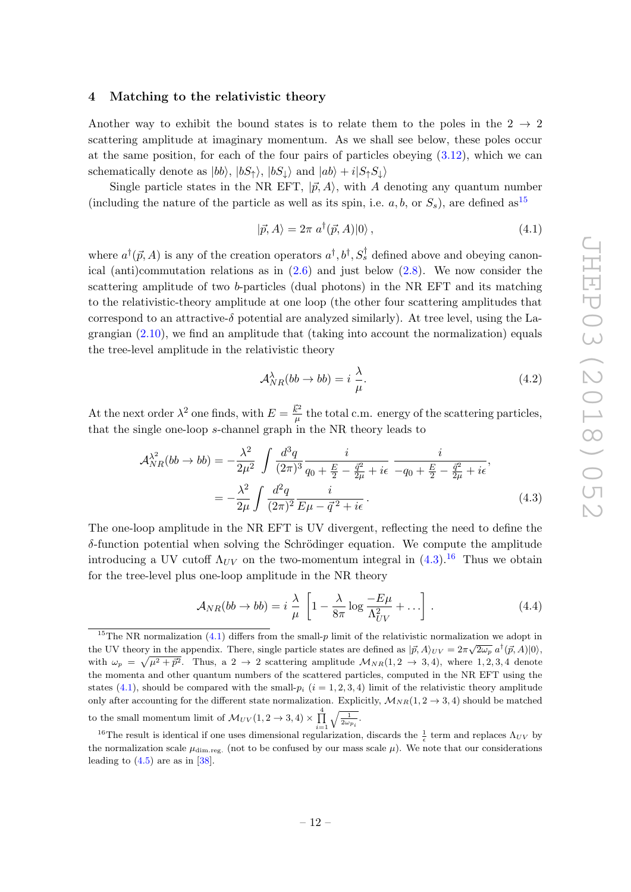## 4 Matching to the relativistic theory

Another way to exhibit the bound states is to relate them to the poles in the $2 \to 2$ scattering amplitude at imaginary momentum. As we shall see below, these poles occur at the same position, for each of the four pairs of particles obeying (3.12), which we can schematically denote as $|bb\rangle$, $|bS_\uparrow\rangle$, $|bS_\downarrow\rangle$ and $|ab\rangle + i|S_\uparrow S_\downarrow\rangle$

Single particle states in the NR EFT, $|\vec{p}, A\rangle$, with $A$ denoting any quantum number (including the nature of the particle as well as its spin, i.e. $a, b$, or $S_s$), are defined as[15]

$$|\vec{p}, A\rangle = 2\pi \; a^\dagger(\vec{p}, A)|0\rangle \,, \tag{4.1}$$

where $a^\dagger(\vec{p}, A)$ is any of the creation operators $a^\dagger, b^\dagger, S_s^\dagger$ defined above and obeying canonical (anti)commutation relations as in (2.6) and just below (2.8). We now consider the scattering amplitude of two $b$-particles (dual photons) in the NR EFT and its matching to the relativistic-theory amplitude at one loop (the other four scattering amplitudes that correspond to an attractive-$\delta$ potential are analyzed similarly). At tree level, using the Lagrangian (2.10), we find an amplitude that (taking into account the normalization) equals the tree-level amplitude in the relativistic theory

$$\mathcal{A}^{\lambda}_{NR}(bb \to bb) = i\;\frac{\lambda}{\mu}. \tag{4.2}$$

At the next order $\lambda^2$ one finds, with $E = \frac{\vec{k}^2}{\mu}$ the total c.m. energy of the scattering particles, that the single one-loop $s$-channel graph in the NR theory leads to

$$\begin{aligned}
\mathcal{A}^{\lambda^2}_{NR}(bb \to bb) &= -\frac{\lambda^2}{2\mu^2}\int \frac{d^3q}{(2\pi)^3}\frac{i}{q_0 + \frac{E}{2} - \frac{\vec{q}^{\,2}}{2\mu} + i\epsilon}\;\frac{i}{-q_0 + \frac{E}{2} - \frac{\vec{q}^{\,2}}{2\mu} + i\epsilon}, \\
&= -\frac{\lambda^2}{2\mu}\int \frac{d^2q}{(2\pi)^2}\frac{i}{E\mu - \vec{q}^{\,2} + i\epsilon}\,.
\end{aligned} \tag{4.3}$$

The one-loop amplitude in the NR EFT is UV divergent, reflecting the need to define the $\delta$-function potential when solving the Schrödinger equation. We compute the amplitude introducing a UV cutoff $\Lambda_{UV}$ on the two-momentum integral in (4.3).[16] Thus we obtain for the tree-level plus one-loop amplitude in the NR theory

$$\mathcal{A}_{NR}(bb \to bb) = i\;\frac{\lambda}{\mu}\;\left[1 - \frac{\lambda}{8\pi}\log\frac{-E\mu}{\Lambda^2_{UV}} + \ldots\right]\,. \tag{4.4}$$

---

[15] The NR normalization (4.1) differs from the small-$p$ limit of the relativistic normalization we adopt in the UV theory in the appendix. There, single particle states are defined as $|\vec{p}, A\rangle_{UV} = 2\pi\sqrt{2\omega_p}\; a^\dagger(\vec{p}, A)|0\rangle$, with $\omega_p = \sqrt{\mu^2 + \vec{p}^2}$. Thus, a $2 \to 2$ scattering amplitude $\mathcal{M}_{NR}(1, 2 \to 3, 4)$, where $1, 2, 3, 4$ denote the momenta and other quantum numbers of the scattered particles, computed in the NR EFT using the states (4.1), should be compared with the small-$p_i$ ($i = 1, 2, 3, 4$) limit of the relativistic theory amplitude only after accounting for the different state normalization. Explicitly, $\mathcal{M}_{NR}(1, 2 \to 3, 4)$ should be matched to the small momentum limit of $\mathcal{M}_{UV}(1, 2 \to 3, 4) \times \prod_{i=1}^{4}\sqrt{\frac{1}{2\omega_{p_i}}}$.

[16] The result is identical if one uses dimensional regularization, discards the $\frac{1}{\epsilon}$ term and replaces $\Lambda_{UV}$ by the normalization scale $\mu_{\text{dim.reg.}}$ (not to be confused by our mass scale $\mu$). We note that our considerations leading to (4.5) are as in [38].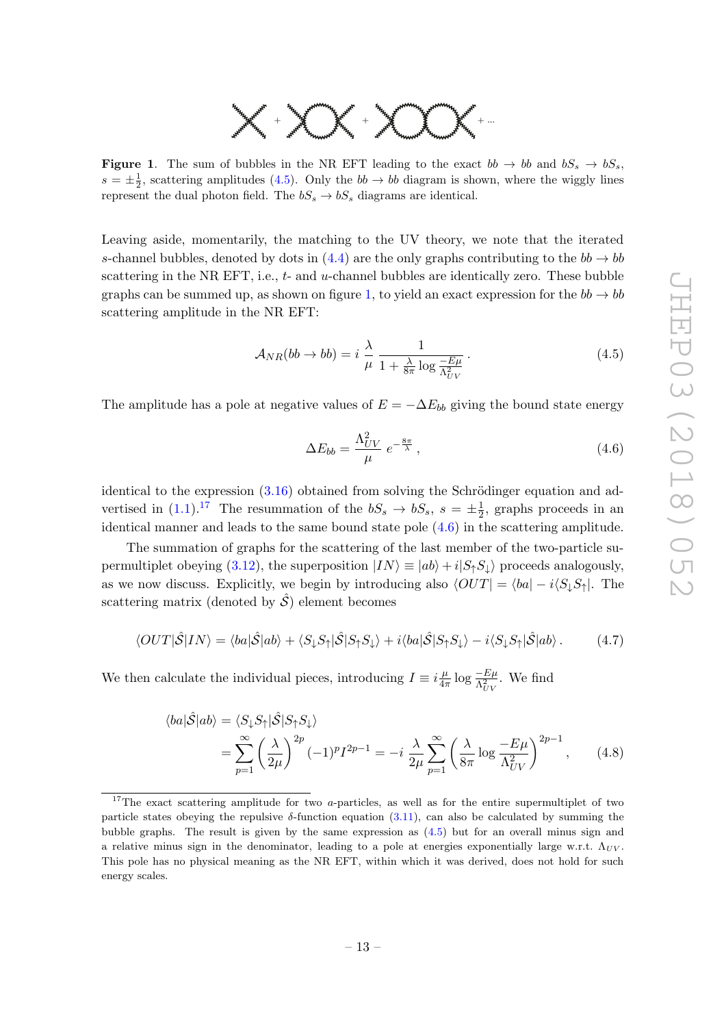**Figure 1**. The sum of bubbles in the NR EFT leading to the exact $bb \to bb$ and $bS_s \to bS_s$, $s = \pm\frac{1}{2}$, scattering amplitudes (4.5). Only the $bb \to bb$ diagram is shown, where the wiggly lines represent the dual photon field. The $bS_s \to bS_s$ diagrams are identical.

Leaving aside, momentarily, the matching to the UV theory, we note that the iterated $s$-channel bubbles, denoted by dots in (4.4) are the only graphs contributing to the $bb \to bb$ scattering in the NR EFT, i.e., $t$- and $u$-channel bubbles are identically zero. These bubble graphs can be summed up, as shown on figure 1, to yield an exact expression for the $bb \to bb$ scattering amplitude in the NR EFT:

$$\mathcal{A}_{NR}(bb \to bb) = i\,\frac{\lambda}{\mu}\,\frac{1}{1 + \frac{\lambda}{8\pi}\log\frac{-E\mu}{\Lambda_{UV}^2}}\,. \tag{4.5}$$

The amplitude has a pole at negative values of $E = -\Delta E_{bb}$ giving the bound state energy

$$\Delta E_{bb} = \frac{\Lambda_{UV}^2}{\mu}\; e^{-\frac{8\pi}{\lambda}}\,, \tag{4.6}$$

identical to the expression (3.16) obtained from solving the Schrödinger equation and advertised in (1.1).[17] The resummation of the $bS_s \to bS_s$, $s = \pm\frac{1}{2}$, graphs proceeds in an identical manner and leads to the same bound state pole (4.6) in the scattering amplitude.

The summation of graphs for the scattering of the last member of the two-particle supermultiplet obeying (3.12), the superposition $|IN\rangle \equiv |ab\rangle + i|S_\uparrow S_\downarrow\rangle$ proceeds analogously, as we now discuss. Explicitly, we begin by introducing also $\langle OUT| = \langle ba| - i\langle S_\downarrow S_\uparrow|$. The scattering matrix (denoted by $\hat{\mathcal{S}}$) element becomes

$$\langle OUT|\hat{\mathcal{S}}|IN\rangle = \langle ba|\hat{\mathcal{S}}|ab\rangle + \langle S_\downarrow S_\uparrow|\hat{\mathcal{S}}|S_\uparrow S_\downarrow\rangle + i\langle ba|\hat{\mathcal{S}}|S_\uparrow S_\downarrow\rangle - i\langle S_\downarrow S_\uparrow|\hat{\mathcal{S}}|ab\rangle\,. \tag{4.7}$$

We then calculate the individual pieces, introducing $I \equiv i\frac{\mu}{4\pi}\log\frac{-E\mu}{\Lambda_{UV}^2}$. We find

$$\begin{aligned}\langle ba|\hat{\mathcal{S}}|ab\rangle &= \langle S_\downarrow S_\uparrow|\hat{\mathcal{S}}|S_\uparrow S_\downarrow\rangle \\ &= \sum_{p=1}^{\infty}\left(\frac{\lambda}{2\mu}\right)^{2p}(-1)^p I^{2p-1} = -i\,\frac{\lambda}{2\mu}\sum_{p=1}^{\infty}\left(\frac{\lambda}{8\pi}\log\frac{-E\mu}{\Lambda_{UV}^2}\right)^{2p-1}\,,\end{aligned} \tag{4.8}$$

[17] The exact scattering amplitude for two $a$-particles, as well as for the entire supermultiplet of two particle states obeying the repulsive $\delta$-function equation (3.11), can also be calculated by summing the bubble graphs. The result is given by the same expression as (4.5) but for an overall minus sign and a relative minus sign in the denominator, leading to a pole at energies exponentially large w.r.t. $\Lambda_{UV}$. This pole has no physical meaning as the NR EFT, within which it was derived, does not hold for such energy scales.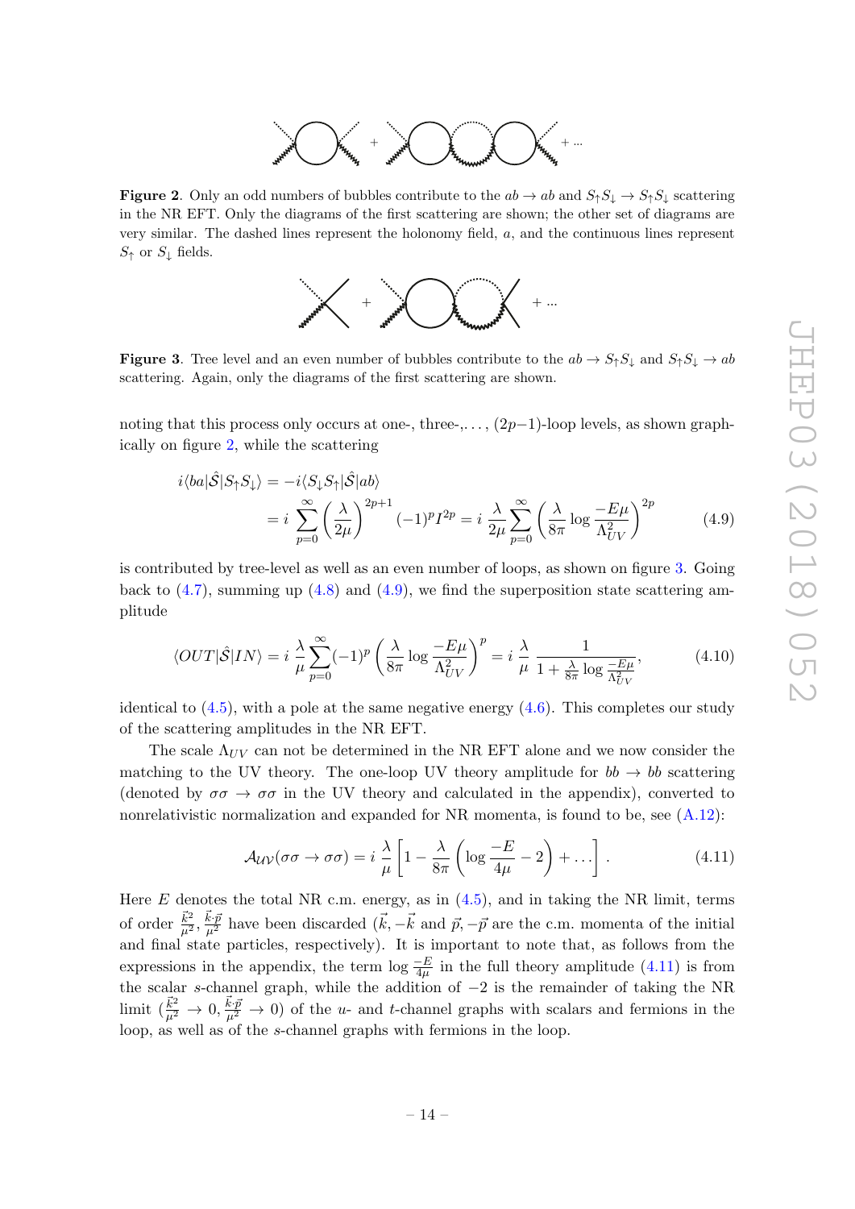**Figure 2**. Only an odd numbers of bubbles contribute to the $ab \to ab$ and $S_\uparrow S_\downarrow \to S_\uparrow S_\downarrow$ scattering in the NR EFT. Only the diagrams of the first scattering are shown; the other set of diagrams are very similar. The dashed lines represent the holonomy field, $a$, and the continuous lines represent $S_\uparrow$ or $S_\downarrow$ fields.

**Figure 3**. Tree level and an even number of bubbles contribute to the $ab \to S_\uparrow S_\downarrow$ and $S_\uparrow S_\downarrow \to ab$ scattering. Again, only the diagrams of the first scattering are shown.

noting that this process only occurs at one-, three-,..., $(2p-1)$-loop levels, as shown graphically on figure 2, while the scattering

$$
\begin{aligned}
i\langle ba|\hat{\mathcal{S}}|S_\uparrow S_\downarrow\rangle &= -i\langle S_\downarrow S_\uparrow|\hat{\mathcal{S}}|ab\rangle \\
&= i\sum_{p=0}^{\infty}\left(\frac{\lambda}{2\mu}\right)^{2p+1}(-1)^p I^{2p} = i\,\frac{\lambda}{2\mu}\sum_{p=0}^{\infty}\left(\frac{\lambda}{8\pi}\log\frac{-E\mu}{\Lambda_{UV}^2}\right)^{2p}
\end{aligned}
\tag{4.9}
$$

is contributed by tree-level as well as an even number of loops, as shown on figure 3. Going back to (4.7), summing up (4.8) and (4.9), we find the superposition state scattering amplitude

$$
\langle OUT|\hat{\mathcal{S}}|IN\rangle = i\,\frac{\lambda}{\mu}\sum_{p=0}^{\infty}(-1)^p\left(\frac{\lambda}{8\pi}\log\frac{-E\mu}{\Lambda_{UV}^2}\right)^p = i\,\frac{\lambda}{\mu}\,\frac{1}{1+\frac{\lambda}{8\pi}\log\frac{-E\mu}{\Lambda_{UV}^2}},
\tag{4.10}
$$

identical to (4.5), with a pole at the same negative energy (4.6). This completes our study of the scattering amplitudes in the NR EFT.

The scale $\Lambda_{UV}$ can not be determined in the NR EFT alone and we now consider the matching to the UV theory. The one-loop UV theory amplitude for $bb \to bb$ scattering (denoted by $\sigma\sigma \to \sigma\sigma$ in the UV theory and calculated in the appendix), converted to nonrelativistic normalization and expanded for NR momenta, is found to be, see (A.12):

$$
\mathcal{A}_{UV}(\sigma\sigma \to \sigma\sigma) = i\,\frac{\lambda}{\mu}\left[1 - \frac{\lambda}{8\pi}\left(\log\frac{-E}{4\mu} - 2\right) + \ldots\right].
\tag{4.11}
$$

Here $E$ denotes the total NR c.m. energy, as in (4.5), and in taking the NR limit, terms of order $\frac{\vec{k}^2}{\mu^2}$, $\frac{\vec{k}\cdot\vec{p}}{\mu^2}$ have been discarded ($\vec{k}, -\vec{k}$ and $\vec{p}, -\vec{p}$ are the c.m. momenta of the initial and final state particles, respectively). It is important to note that, as follows from the expressions in the appendix, the term $\log\frac{-E}{4\mu}$ in the full theory amplitude (4.11) is from the scalar $s$-channel graph, while the addition of $-2$ is the remainder of taking the NR limit ($\frac{\vec{k}^2}{\mu^2} \to 0$, $\frac{\vec{k}\cdot\vec{p}}{\mu^2} \to 0$) of the $u$- and $t$-channel graphs with scalars and fermions in the loop, as well as of the $s$-channel graphs with fermions in the loop.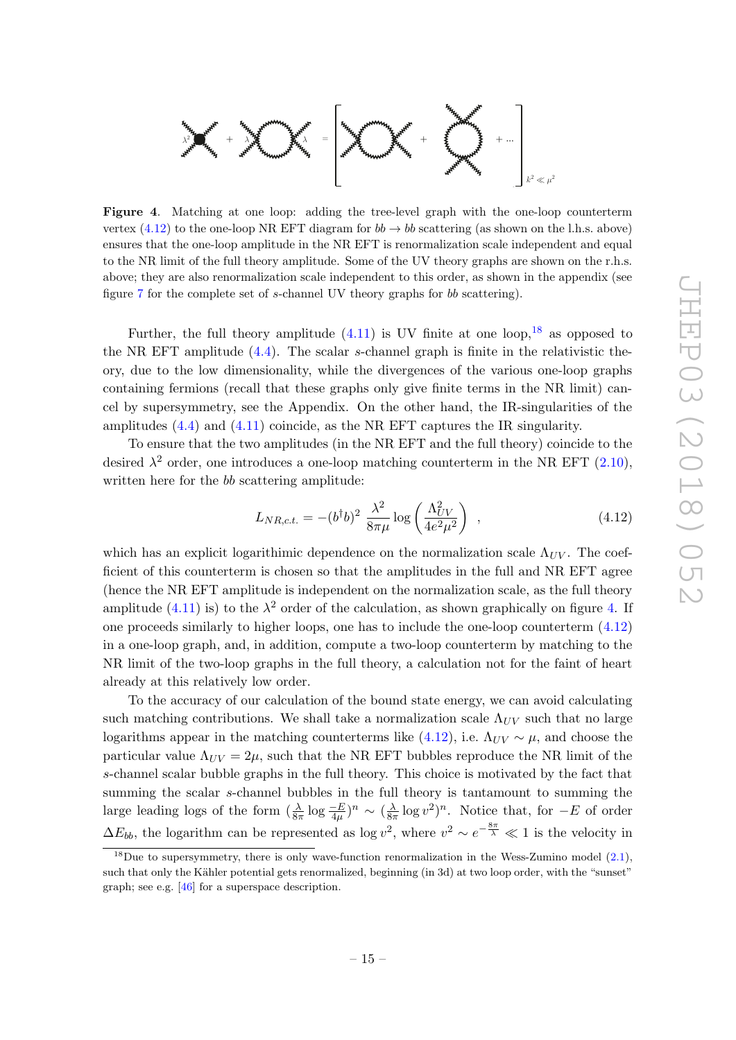**Figure 4**. Matching at one loop: adding the tree-level graph with the one-loop counterterm vertex (4.12) to the one-loop NR EFT diagram for $bb \to bb$ scattering (as shown on the l.h.s. above) ensures that the one-loop amplitude in the NR EFT is renormalization scale independent and equal to the NR limit of the full theory amplitude. Some of the UV theory graphs are shown on the r.h.s. above; they are also renormalization scale independent to this order, as shown in the appendix (see figure 7 for the complete set of $s$-channel UV theory graphs for $bb$ scattering).

Further, the full theory amplitude (4.11) is UV finite at one loop,[18] as opposed to the NR EFT amplitude (4.4). The scalar $s$-channel graph is finite in the relativistic theory, due to the low dimensionality, while the divergences of the various one-loop graphs containing fermions (recall that these graphs only give finite terms in the NR limit) cancel by supersymmetry, see the Appendix. On the other hand, the IR-singularities of the amplitudes (4.4) and (4.11) coincide, as the NR EFT captures the IR singularity.

To ensure that the two amplitudes (in the NR EFT and the full theory) coincide to the desired $\lambda^2$ order, one introduces a one-loop matching counterterm in the NR EFT (2.10), written here for the $bb$ scattering amplitude:

$$L_{NR,c.t.} = -(b^\dagger b)^2 \, \frac{\lambda^2}{8\pi\mu} \log\left(\frac{\Lambda_{UV}^2}{4e^2\mu^2}\right) \quad , \tag{4.12}$$

which has an explicit logarithimic dependence on the normalization scale $\Lambda_{UV}$. The coefficient of this counterterm is chosen so that the amplitudes in the full and NR EFT agree (hence the NR EFT amplitude is independent on the normalization scale, as the full theory amplitude (4.11) is) to the $\lambda^2$ order of the calculation, as shown graphically on figure 4. If one proceeds similarly to higher loops, one has to include the one-loop counterterm (4.12) in a one-loop graph, and, in addition, compute a two-loop counterterm by matching to the NR limit of the two-loop graphs in the full theory, a calculation not for the faint of heart already at this relatively low order.

To the accuracy of our calculation of the bound state energy, we can avoid calculating such matching contributions. We shall take a normalization scale $\Lambda_{UV}$ such that no large logarithms appear in the matching counterterms like (4.12), i.e. $\Lambda_{UV} \sim \mu$, and choose the particular value $\Lambda_{UV} = 2\mu$, such that the NR EFT bubbles reproduce the NR limit of the $s$-channel scalar bubble graphs in the full theory. This choice is motivated by the fact that summing the scalar $s$-channel bubbles in the full theory is tantamount to summing the large leading logs of the form $(\frac{\lambda}{8\pi} \log \frac{-E}{4\mu})^n \sim (\frac{\lambda}{8\pi} \log v^2)^n$. Notice that, for $-E$ of order $\Delta E_{bb}$, the logarithm can be represented as $\log v^2$, where $v^2 \sim e^{-\frac{8\pi}{\lambda}} \ll 1$ is the velocity in

[18] Due to supersymmetry, there is only wave-function renormalization in the Wess-Zumino model (2.1), such that only the Kähler potential gets renormalized, beginning (in 3d) at two loop order, with the "sunset" graph; see e.g. [46] for a superspace description.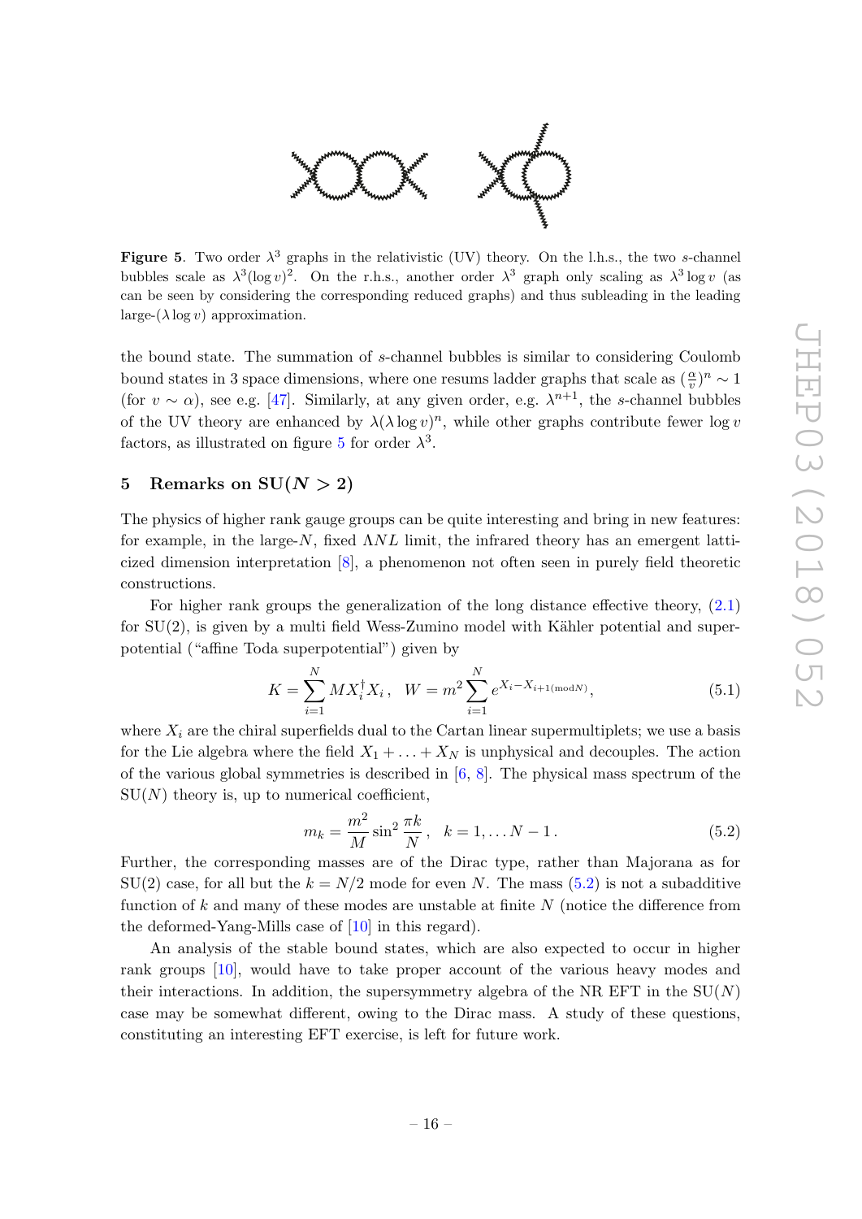**Figure 5**. Two order $\lambda^3$ graphs in the relativistic (UV) theory. On the l.h.s., the two $s$-channel bubbles scale as $\lambda^3(\log v)^2$. On the r.h.s., another order $\lambda^3$ graph only scaling as $\lambda^3 \log v$ (as can be seen by considering the corresponding reduced graphs) and thus subleading in the leading large-($\lambda \log v$) approximation.

the bound state. The summation of $s$-channel bubbles is similar to considering Coulomb bound states in 3 space dimensions, where one resums ladder graphs that scale as $(\frac{\alpha}{v})^n \sim 1$ (for $v \sim \alpha$), see e.g. [47]. Similarly, at any given order, e.g. $\lambda^{n+1}$, the $s$-channel bubbles of the UV theory are enhanced by $\lambda(\lambda \log v)^n$, while other graphs contribute fewer $\log v$ factors, as illustrated on figure 5 for order $\lambda^3$.

## 5 Remarks on SU($N > 2$)

The physics of higher rank gauge groups can be quite interesting and bring in new features: for example, in the large-$N$, fixed $\Lambda N L$ limit, the infrared theory has an emergent latticized dimension interpretation [8], a phenomenon not often seen in purely field theoretic constructions.

For higher rank groups the generalization of the long distance effective theory, (2.1) for SU(2), is given by a multi field Wess-Zumino model with Kähler potential and superpotential ("affine Toda superpotential") given by

$$K = \sum_{i=1}^{N} M X_i^\dagger X_i \,, \quad W = m^2 \sum_{i=1}^{N} e^{X_i - X_{i+1(\text{mod}N)}}, \tag{5.1}$$

where $X_i$ are the chiral superfields dual to the Cartan linear supermultiplets; we use a basis for the Lie algebra where the field $X_1 + \ldots + X_N$ is unphysical and decouples. The action of the various global symmetries is described in [6, 8]. The physical mass spectrum of the SU($N$) theory is, up to numerical coefficient,

$$m_k = \frac{m^2}{M} \sin^2 \frac{\pi k}{N} \,, \quad k = 1, \ldots N-1 \,. \tag{5.2}$$

Further, the corresponding masses are of the Dirac type, rather than Majorana as for SU(2) case, for all but the $k = N/2$ mode for even $N$. The mass (5.2) is not a subadditive function of $k$ and many of these modes are unstable at finite $N$ (notice the difference from the deformed-Yang-Mills case of [10] in this regard).

An analysis of the stable bound states, which are also expected to occur in higher rank groups [10], would have to take proper account of the various heavy modes and their interactions. In addition, the supersymmetry algebra of the NR EFT in the SU($N$) case may be somewhat different, owing to the Dirac mass. A study of these questions, constituting an interesting EFT exercise, is left for future work.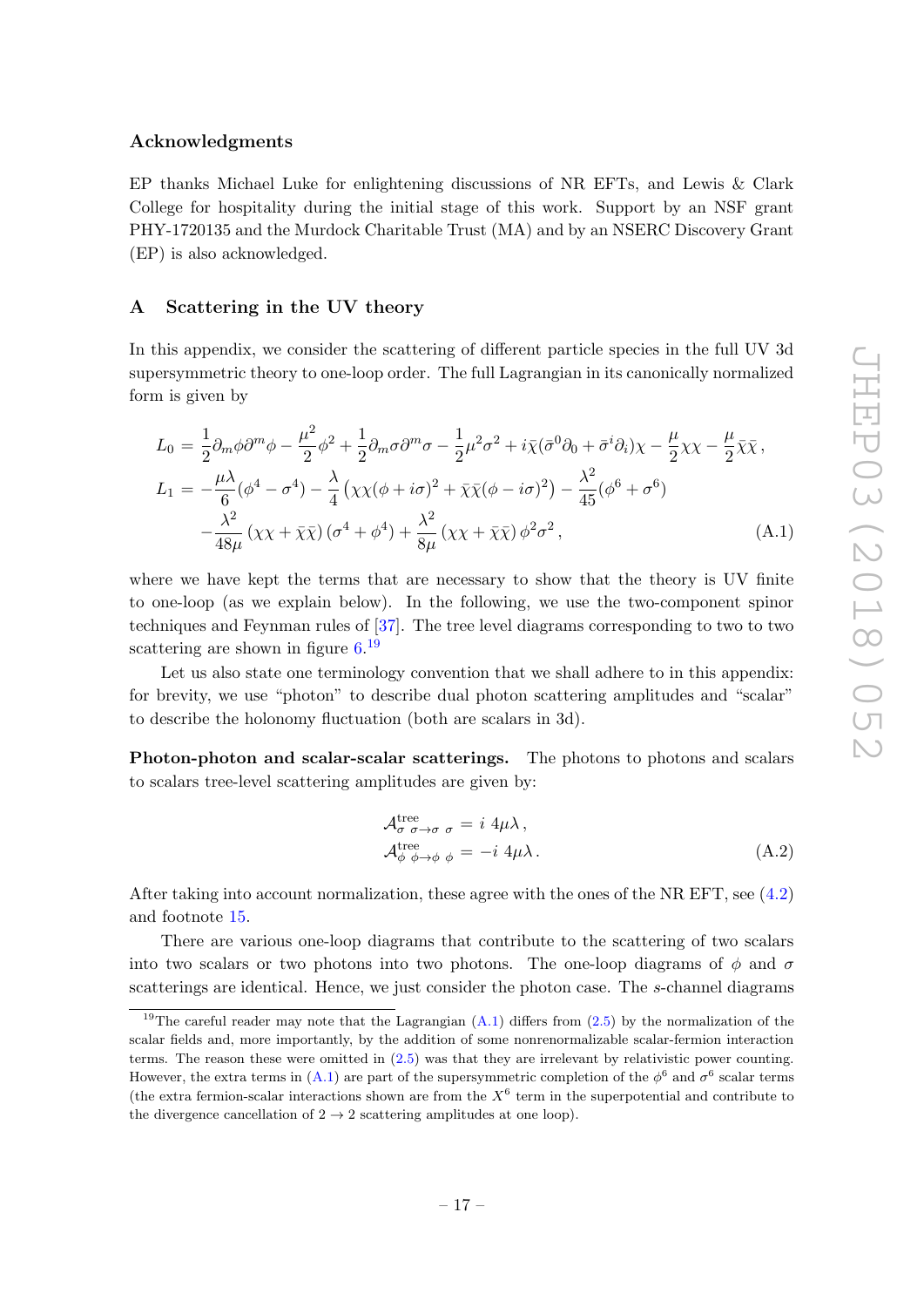### Acknowledgments

EP thanks Michael Luke for enlightening discussions of NR EFTs, and Lewis & Clark College for hospitality during the initial stage of this work. Support by an NSF grant PHY-1720135 and the Murdock Charitable Trust (MA) and by an NSERC Discovery Grant (EP) is also acknowledged.

## A Scattering in the UV theory

In this appendix, we consider the scattering of different particle species in the full UV 3d supersymmetric theory to one-loop order. The full Lagrangian in its canonically normalized form is given by

$$
\begin{aligned}
L_0 &= \frac{1}{2}\partial_m\phi\partial^m\phi - \frac{\mu^2}{2}\phi^2 + \frac{1}{2}\partial_m\sigma\partial^m\sigma - \frac{1}{2}\mu^2\sigma^2 + i\bar{\chi}(\bar{\sigma}^0\partial_0 + \bar{\sigma}^i\partial_i)\chi - \frac{\mu}{2}\chi\chi - \frac{\mu}{2}\bar{\chi}\bar{\chi}\,,\\
L_1 &= -\frac{\mu\lambda}{6}(\phi^4 - \sigma^4) - \frac{\lambda}{4}\left(\chi\chi(\phi+i\sigma)^2 + \bar{\chi}\bar{\chi}(\phi-i\sigma)^2\right) - \frac{\lambda^2}{45}(\phi^6+\sigma^6)\\
&\quad -\frac{\lambda^2}{48\mu}\left(\chi\chi+\bar{\chi}\bar{\chi}\right)\left(\sigma^4+\phi^4\right) + \frac{\lambda^2}{8\mu}\left(\chi\chi+\bar{\chi}\bar{\chi}\right)\phi^2\sigma^2\,,
\end{aligned}
\tag{A.1}
$$

where we have kept the terms that are necessary to show that the theory is UV finite to one-loop (as we explain below). In the following, we use the two-component spinor techniques and Feynman rules of [37]. The tree level diagrams corresponding to two to two scattering are shown in figure 6.[19]

Let us also state one terminology convention that we shall adhere to in this appendix: for brevity, we use "photon" to describe dual photon scattering amplitudes and "scalar" to describe the holonomy fluctuation (both are scalars in 3d).

**Photon-photon and scalar-scalar scatterings.** The photons to photons and scalars to scalars tree-level scattering amplitudes are given by:

$$
\begin{aligned}
\mathcal{A}^{\rm tree}_{\sigma\ \sigma\to\sigma\ \sigma} &= i\ 4\mu\lambda\,,\\
\mathcal{A}^{\rm tree}_{\phi\ \phi\to\phi\ \phi} &= -i\ 4\mu\lambda\,.
\end{aligned}
\tag{A.2}
$$

After taking into account normalization, these agree with the ones of the NR EFT, see (4.2) and footnote 15.

There are various one-loop diagrams that contribute to the scattering of two scalars into two scalars or two photons into two photons. The one-loop diagrams of $\phi$ and $\sigma$ scatterings are identical. Hence, we just consider the photon case. The $s$-channel diagrams

[19] The careful reader may note that the Lagrangian (A.1) differs from (2.5) by the normalization of the scalar fields and, more importantly, by the addition of some nonrenormalizable scalar-fermion interaction terms. The reason these were omitted in (2.5) was that they are irrelevant by relativistic power counting. However, the extra terms in (A.1) are part of the supersymmetric completion of the $\phi^6$ and $\sigma^6$ scalar terms (the extra fermion-scalar interactions shown are from the $X^6$ term in the superpotential and contribute to the divergence cancellation of $2\to 2$ scattering amplitudes at one loop).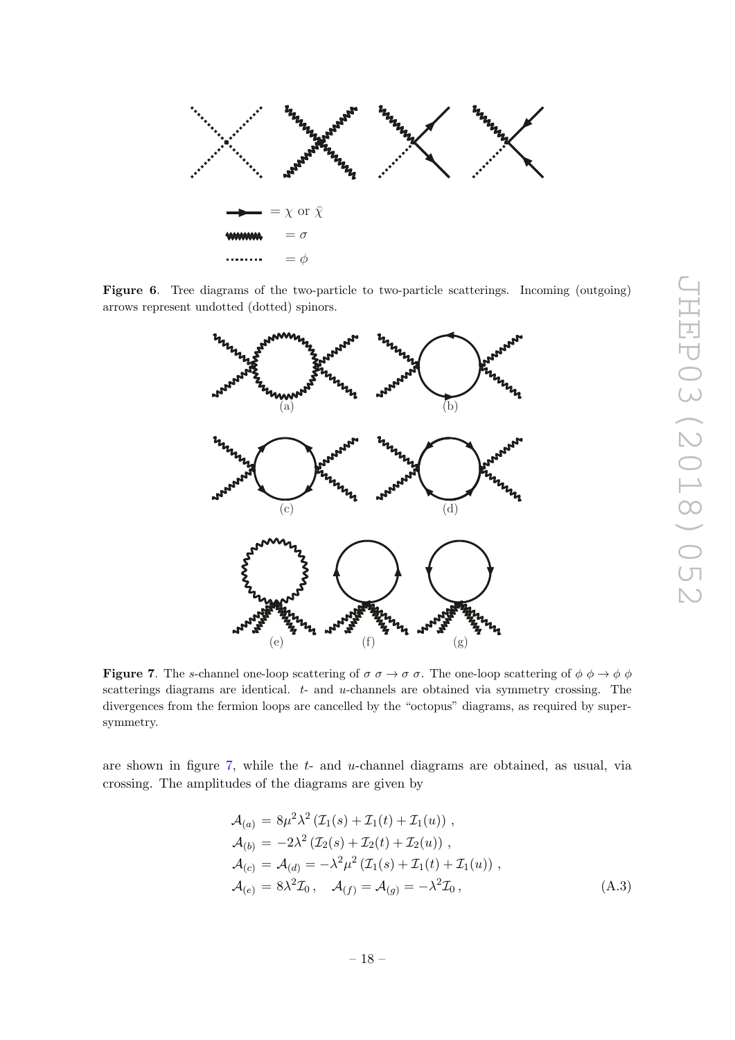$\longrightarrow = \chi$ or $\bar{\chi}$

$= \sigma$

$= \phi$

**Figure 6**. Tree diagrams of the two-particle to two-particle scatterings. Incoming (outgoing) arrows represent undotted (dotted) spinors.

(a) (b) (c) (d) (e) (f) (g)

**Figure 7**. The $s$-channel one-loop scattering of $\sigma\ \sigma \to \sigma\ \sigma$. The one-loop scattering of $\phi\ \phi \to \phi\ \phi$ scatterings diagrams are identical. $t$- and $u$-channels are obtained via symmetry crossing. The divergences from the fermion loops are cancelled by the "octopus" diagrams, as required by supersymmetry.

are shown in figure 7, while the $t$- and $u$-channel diagrams are obtained, as usual, via crossing. The amplitudes of the diagrams are given by

$$\begin{aligned}
\mathcal{A}_{(a)} &= 8\mu^2\lambda^2 \left(\mathcal{I}_1(s) + \mathcal{I}_1(t) + \mathcal{I}_1(u)\right) , \\
\mathcal{A}_{(b)} &= -2\lambda^2 \left(\mathcal{I}_2(s) + \mathcal{I}_2(t) + \mathcal{I}_2(u)\right) , \\
\mathcal{A}_{(c)} &= \mathcal{A}_{(d)} = -\lambda^2\mu^2 \left(\mathcal{I}_1(s) + \mathcal{I}_1(t) + \mathcal{I}_1(u)\right) , \\
\mathcal{A}_{(e)} &= 8\lambda^2\mathcal{I}_0 , \quad \mathcal{A}_{(f)} = \mathcal{A}_{(g)} = -\lambda^2\mathcal{I}_0 ,
\end{aligned} \tag{A.3}$$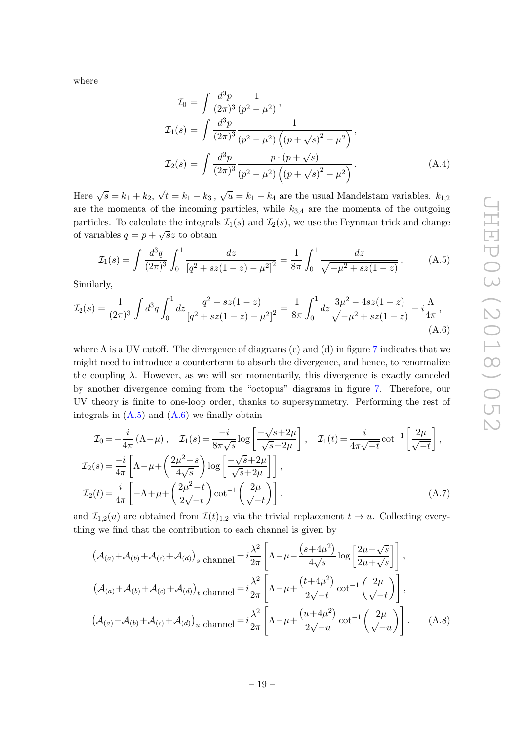where

$$
\begin{aligned}
\mathcal{I}_0 &= \int \frac{d^3p}{(2\pi)^3} \frac{1}{(p^2-\mu^2)}\,, \\
\mathcal{I}_1(s) &= \int \frac{d^3p}{(2\pi)^3} \frac{1}{(p^2-\mu^2)\left((p+\sqrt{s})^2-\mu^2\right)}\,, \\
\mathcal{I}_2(s) &= \int \frac{d^3p}{(2\pi)^3} \frac{p\cdot(p+\sqrt{s})}{(p^2-\mu^2)\left((p+\sqrt{s})^2-\mu^2\right)}\,.
\end{aligned} \tag{A.4}
$$

Here $\sqrt{s}=k_1+k_2$, $\sqrt{t}=k_1-k_3$, $\sqrt{u}=k_1-k_4$ are the usual Mandelstam variables. $k_{1,2}$ are the momenta of the incoming particles, while $k_{3,4}$ are the momenta of the outgoing particles. To calculate the integrals $\mathcal{I}_1(s)$ and $\mathcal{I}_2(s)$, we use the Feynman trick and change of variables $q=p+\sqrt{s}z$ to obtain

$$
\mathcal{I}_1(s) = \int \frac{d^3q}{(2\pi)^3}\int_0^1 \frac{dz}{\left[q^2+sz(1-z)-\mu^2\right]^2} = \frac{1}{8\pi}\int_0^1 \frac{dz}{\sqrt{-\mu^2+sz(1-z)}}\,. \tag{A.5}
$$

Similarly,

$$
\mathcal{I}_2(s) = \frac{1}{(2\pi)^3}\int d^3q \int_0^1 dz \frac{q^2-sz(1-z)}{\left[q^2+sz(1-z)-\mu^2\right]^2} = \frac{1}{8\pi}\int_0^1 dz \frac{3\mu^2-4sz(1-z)}{\sqrt{-\mu^2+sz(1-z)}} - i\frac{\Lambda}{4\pi}\,, \tag{A.6}
$$

where $\Lambda$ is a UV cutoff. The divergence of diagrams (c) and (d) in figure 7 indicates that we might need to introduce a counterterm to absorb the divergence, and hence, to renormalize the coupling $\lambda$. However, as we will see momentarily, this divergence is exactly canceled by another divergence coming from the "octopus" diagrams in figure 7. Therefore, our UV theory is finite to one-loop order, thanks to supersymmetry. Performing the rest of integrals in (A.5) and (A.6) we finally obtain

$$
\begin{aligned}
&\mathcal{I}_0 = -\frac{i}{4\pi}(\Lambda-\mu)\,, \quad \mathcal{I}_1(s) = \frac{-i}{8\pi\sqrt{s}}\log\left[\frac{-\sqrt{s}+2\mu}{\sqrt{s}+2\mu}\right]\,, \quad \mathcal{I}_1(t) = \frac{i}{4\pi\sqrt{-t}}\cot^{-1}\left[\frac{2\mu}{\sqrt{-t}}\right]\,, \\
&\mathcal{I}_2(s) = \frac{-i}{4\pi}\left[\Lambda-\mu+\left(\frac{2\mu^2-s}{4\sqrt{s}}\right)\log\left[\frac{-\sqrt{s}+2\mu}{\sqrt{s}+2\mu}\right]\right]\,, \\
&\mathcal{I}_2(t) = \frac{i}{4\pi}\left[-\Lambda+\mu+\left(\frac{2\mu^2-t}{2\sqrt{-t}}\right)\cot^{-1}\left(\frac{2\mu}{\sqrt{-t}}\right)\right]\,,
\end{aligned} \tag{A.7}
$$

and $\mathcal{I}_{1,2}(u)$ are obtained from $\mathcal{I}(t)_{1,2}$ via the trivial replacement $t\to u$. Collecting everything we find that the contribution to each channel is given by

$$
\begin{aligned}
\left(\mathcal{A}_{(a)}+\mathcal{A}_{(b)}+\mathcal{A}_{(c)}+\mathcal{A}_{(d)}\right)_{s\text{ channel}} &= i\frac{\lambda^2}{2\pi}\left[\Lambda-\mu-\frac{(s+4\mu^2)}{4\sqrt{s}}\log\left[\frac{2\mu-\sqrt{s}}{2\mu+\sqrt{s}}\right]\right]\,, \\
\left(\mathcal{A}_{(a)}+\mathcal{A}_{(b)}+\mathcal{A}_{(c)}+\mathcal{A}_{(d)}\right)_{t\text{ channel}} &= i\frac{\lambda^2}{2\pi}\left[\Lambda-\mu+\frac{(t+4\mu^2)}{2\sqrt{-t}}\cot^{-1}\left(\frac{2\mu}{\sqrt{-t}}\right)\right]\,, \\
\left(\mathcal{A}_{(a)}+\mathcal{A}_{(b)}+\mathcal{A}_{(c)}+\mathcal{A}_{(d)}\right)_{u\text{ channel}} &= i\frac{\lambda^2}{2\pi}\left[\Lambda-\mu+\frac{(u+4\mu^2)}{2\sqrt{-u}}\cot^{-1}\left(\frac{2\mu}{\sqrt{-u}}\right)\right]\,.
\end{aligned} \tag{A.8}
$$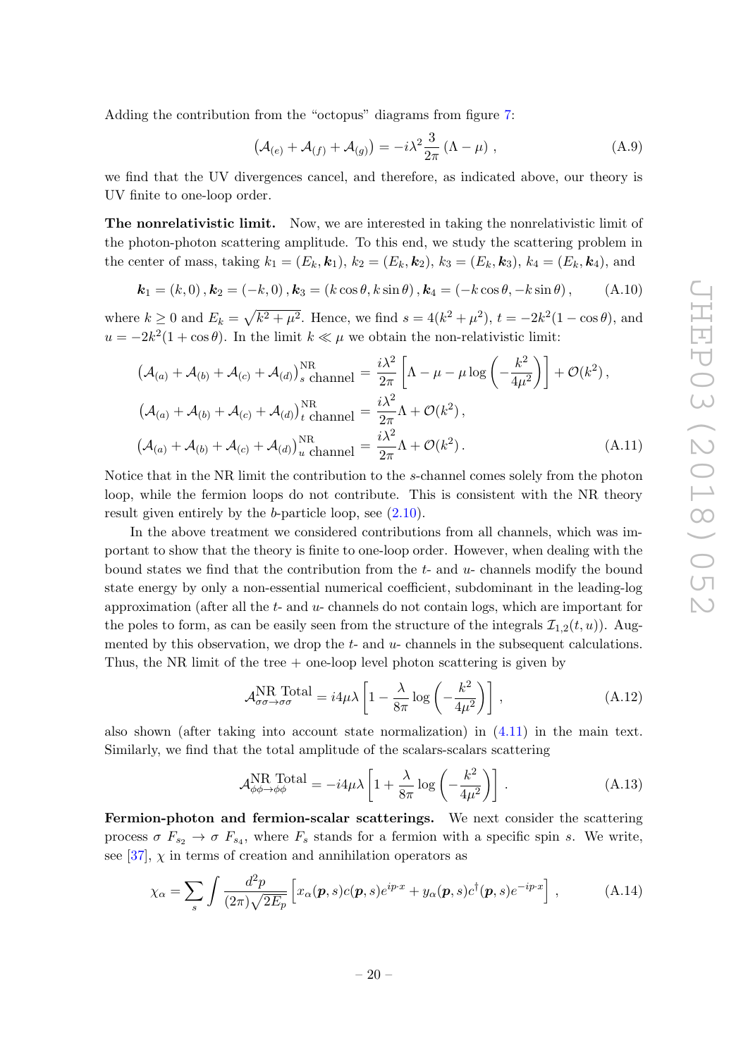Adding the contribution from the "octopus" diagrams from figure 7:

$$\left(\mathcal{A}_{(e)} + \mathcal{A}_{(f)} + \mathcal{A}_{(g)}\right) = -i\lambda^2 \frac{3}{2\pi} \left(\Lambda - \mu\right) , \tag{A.9}$$

we find that the UV divergences cancel, and therefore, as indicated above, our theory is UV finite to one-loop order.

**The nonrelativistic limit.** Now, we are interested in taking the nonrelativistic limit of the photon-photon scattering amplitude. To this end, we study the scattering problem in the center of mass, taking $k_1 = (E_k, \boldsymbol{k}_1)$, $k_2 = (E_k, \boldsymbol{k}_2)$, $k_3 = (E_k, \boldsymbol{k}_3)$, $k_4 = (E_k, \boldsymbol{k}_4)$, and

$$\boldsymbol{k}_1 = (k, 0)\,, \boldsymbol{k}_2 = (-k, 0)\,, \boldsymbol{k}_3 = (k\cos\theta, k\sin\theta)\,, \boldsymbol{k}_4 = (-k\cos\theta, -k\sin\theta)\,, \tag{A.10}$$

where $k \geq 0$ and $E_k = \sqrt{k^2 + \mu^2}$. Hence, we find $s = 4(k^2 + \mu^2)$, $t = -2k^2(1 - \cos\theta)$, and $u = -2k^2(1 + \cos\theta)$. In the limit $k \ll \mu$ we obtain the non-relativistic limit:

$$\begin{aligned}
\left(\mathcal{A}_{(a)} + \mathcal{A}_{(b)} + \mathcal{A}_{(c)} + \mathcal{A}_{(d)}\right)^{\text{NR}}_{s \text{ channel}} &= \frac{i\lambda^2}{2\pi}\left[\Lambda - \mu - \mu \log\left(-\frac{k^2}{4\mu^2}\right)\right] + \mathcal{O}(k^2)\,, \\
\left(\mathcal{A}_{(a)} + \mathcal{A}_{(b)} + \mathcal{A}_{(c)} + \mathcal{A}_{(d)}\right)^{\text{NR}}_{t \text{ channel}} &= \frac{i\lambda^2}{2\pi}\Lambda + \mathcal{O}(k^2)\,, \\
\left(\mathcal{A}_{(a)} + \mathcal{A}_{(b)} + \mathcal{A}_{(c)} + \mathcal{A}_{(d)}\right)^{\text{NR}}_{u \text{ channel}} &= \frac{i\lambda^2}{2\pi}\Lambda + \mathcal{O}(k^2)\,.
\end{aligned} \tag{A.11}$$

Notice that in the NR limit the contribution to the $s$-channel comes solely from the photon loop, while the fermion loops do not contribute. This is consistent with the NR theory result given entirely by the $b$-particle loop, see (2.10).

In the above treatment we considered contributions from all channels, which was important to show that the theory is finite to one-loop order. However, when dealing with the bound states we find that the contribution from the $t$- and $u$- channels modify the bound state energy by only a non-essential numerical coefficient, subdominant in the leading-log approximation (after all the $t$- and $u$- channels do not contain logs, which are important for the poles to form, as can be easily seen from the structure of the integrals $\mathcal{I}_{1,2}(t, u)$). Augmented by this observation, we drop the $t$- and $u$- channels in the subsequent calculations. Thus, the NR limit of the tree + one-loop level photon scattering is given by

$$\mathcal{A}^{\text{NR Total}}_{\sigma\sigma\to\sigma\sigma} = i4\mu\lambda\left[1 - \frac{\lambda}{8\pi}\log\left(-\frac{k^2}{4\mu^2}\right)\right]\,, \tag{A.12}$$

also shown (after taking into account state normalization) in (4.11) in the main text. Similarly, we find that the total amplitude of the scalars-scalars scattering

$$\mathcal{A}^{\text{NR Total}}_{\phi\phi\to\phi\phi} = -i4\mu\lambda\left[1 + \frac{\lambda}{8\pi}\log\left(-\frac{k^2}{4\mu^2}\right)\right]\,. \tag{A.13}$$

**Fermion-photon and fermion-scalar scatterings.** We next consider the scattering process $\sigma\ F_{s_2} \to \sigma\ F_{s_4}$, where $F_s$ stands for a fermion with a specific spin $s$. We write, see [37], $\chi$ in terms of creation and annihilation operators as

$$\chi_\alpha = \sum_s \int \frac{d^2p}{(2\pi)\sqrt{2E_p}}\left[x_\alpha(\boldsymbol{p}, s)c(\boldsymbol{p}, s)e^{ip\cdot x} + y_\alpha(\boldsymbol{p}, s)c^\dagger(\boldsymbol{p}, s)e^{-ip\cdot x}\right]\,, \tag{A.14}$$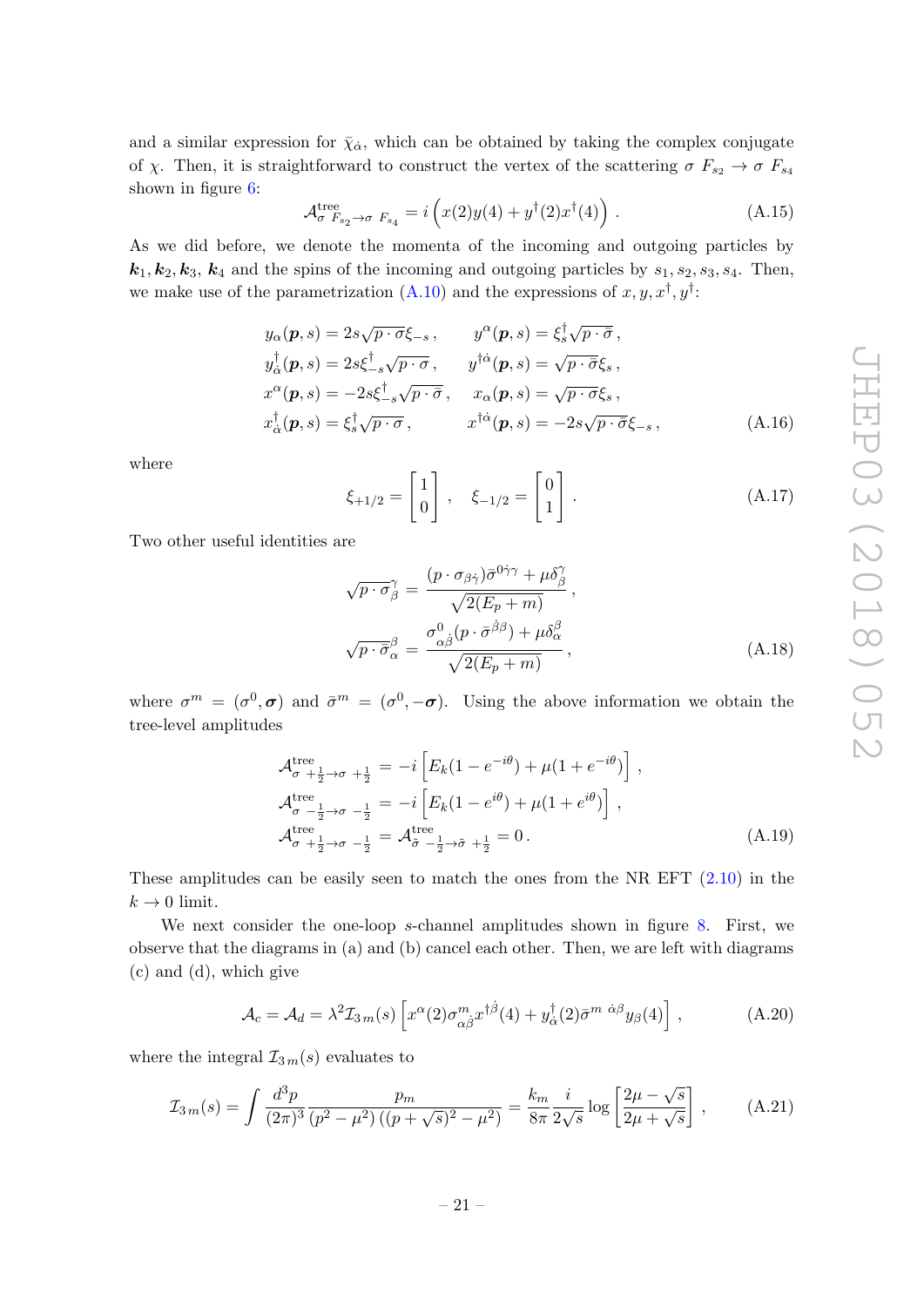and a similar expression for $\bar{\chi}_{\dot{\alpha}}$, which can be obtained by taking the complex conjugate of $\chi$. Then, it is straightforward to construct the vertex of the scattering $\sigma\ F_{s_2} \to \sigma\ F_{s_4}$ shown in figure 6:

$$\mathcal{A}^{\text{tree}}_{\sigma\ F_{s_2} \to \sigma\ F_{s_4}} = i\left(x(2)y(4) + y^\dagger(2)x^\dagger(4)\right). \tag{A.15}$$

As we did before, we denote the momenta of the incoming and outgoing particles by $\boldsymbol{k}_1, \boldsymbol{k}_2, \boldsymbol{k}_3$, $\boldsymbol{k}_4$ and the spins of the incoming and outgoing particles by $s_1, s_2, s_3, s_4$. Then, we make use of the parametrization (A.10) and the expressions of $x, y, x^\dagger, y^\dagger$:

$$\begin{aligned}
y_\alpha(\boldsymbol{p}, s) &= 2s\sqrt{p\cdot\sigma}\xi_{-s}\,, & y^\alpha(\boldsymbol{p}, s) &= \xi_s^\dagger\sqrt{p\cdot\bar{\sigma}}\,,\\
y^\dagger_{\dot{\alpha}}(\boldsymbol{p}, s) &= 2s\xi^\dagger_{-s}\sqrt{p\cdot\sigma}\,, & y^{\dagger\dot{\alpha}}(\boldsymbol{p}, s) &= \sqrt{p\cdot\bar{\sigma}}\xi_s\,,\\
x^\alpha(\boldsymbol{p}, s) &= -2s\xi^\dagger_{-s}\sqrt{p\cdot\bar{\sigma}}\,, & x_\alpha(\boldsymbol{p}, s) &= \sqrt{p\cdot\sigma}\xi_s\,,\\
x^\dagger_{\dot{\alpha}}(\boldsymbol{p}, s) &= \xi_s^\dagger\sqrt{p\cdot\sigma}\,, & x^{\dagger\dot{\alpha}}(\boldsymbol{p}, s) &= -2s\sqrt{p\cdot\bar{\sigma}}\xi_{-s}\,,
\end{aligned} \tag{A.16}$$

where

$$\xi_{+1/2} = \begin{bmatrix}1\\0\end{bmatrix}, \quad \xi_{-1/2} = \begin{bmatrix}0\\1\end{bmatrix}. \tag{A.17}$$

Two other useful identities are

$$\begin{aligned}
\sqrt{p\cdot\sigma}^\gamma_\beta &= \frac{(p\cdot\sigma_{\beta\dot{\gamma}})\bar{\sigma}^{0\dot{\gamma}\gamma} + \mu\delta^\gamma_\beta}{\sqrt{2(E_p+m)}}\,,\\
\sqrt{p\cdot\bar{\sigma}}^\beta_\alpha &= \frac{\sigma^0_{\alpha\dot{\beta}}(p\cdot\bar{\sigma}^{\dot{\beta}\beta}) + \mu\delta^\beta_\alpha}{\sqrt{2(E_p+m)}}\,,
\end{aligned} \tag{A.18}$$

where $\sigma^m = (\sigma^0, \boldsymbol{\sigma})$ and $\bar{\sigma}^m = (\sigma^0, -\boldsymbol{\sigma})$. Using the above information we obtain the tree-level amplitudes

$$\begin{aligned}
\mathcal{A}^{\text{tree}}_{\sigma\ +\frac{1}{2}\to\sigma\ +\frac{1}{2}} &= -i\left[E_k(1-e^{-i\theta}) + \mu(1+e^{-i\theta})\right],\\
\mathcal{A}^{\text{tree}}_{\sigma\ -\frac{1}{2}\to\sigma\ -\frac{1}{2}} &= -i\left[E_k(1-e^{i\theta}) + \mu(1+e^{i\theta})\right],\\
\mathcal{A}^{\text{tree}}_{\sigma\ +\frac{1}{2}\to\sigma\ -\frac{1}{2}} &= \mathcal{A}^{\text{tree}}_{\tilde{\sigma}\ -\frac{1}{2}\to\tilde{\sigma}\ +\frac{1}{2}} = 0\,.
\end{aligned} \tag{A.19}$$

These amplitudes can be easily seen to match the ones from the NR EFT (2.10) in the $k \to 0$ limit.

We next consider the one-loop $s$-channel amplitudes shown in figure 8. First, we observe that the diagrams in (a) and (b) cancel each other. Then, we are left with diagrams (c) and (d), which give

$$\mathcal{A}_c = \mathcal{A}_d = \lambda^2\mathcal{I}_{3\,m}(s)\left[x^\alpha(2)\sigma^m_{\alpha\dot{\beta}}x^{\dagger\dot{\beta}}(4) + y^\dagger_{\dot{\alpha}}(2)\bar{\sigma}^{m\ \dot{\alpha}\beta}y_\beta(4)\right], \tag{A.20}$$

where the integral $\mathcal{I}_{3\,m}(s)$ evaluates to

$$\mathcal{I}_{3\,m}(s) = \int\frac{d^3p}{(2\pi)^3}\frac{p_m}{(p^2-\mu^2)\left((p+\sqrt{s})^2-\mu^2\right)} = \frac{k_m}{8\pi}\frac{i}{2\sqrt{s}}\log\left[\frac{2\mu-\sqrt{s}}{2\mu+\sqrt{s}}\right], \tag{A.21}$$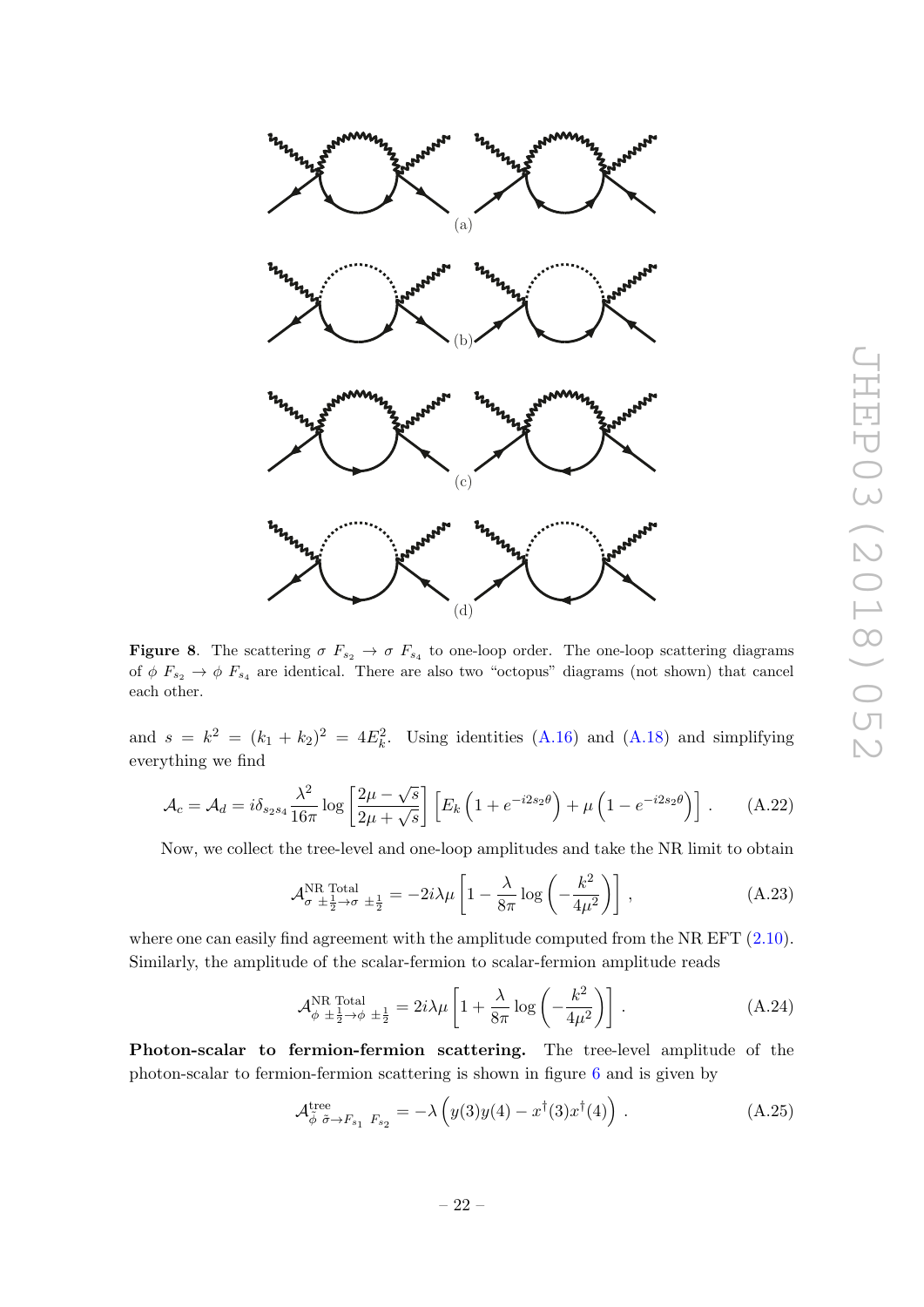Figure 8. The scattering $\sigma\ F_{s_2} \to \sigma\ F_{s_4}$ to one-loop order. The one-loop scattering diagrams of $\phi\ F_{s_2} \to \phi\ F_{s_4}$ are identical. There are also two "octopus" diagrams (not shown) that cancel each other.

and $s = k^2 = (k_1 + k_2)^2 = 4E_k^2$. Using identities (A.16) and (A.18) and simplifying everything we find

$$\mathcal{A}_c = \mathcal{A}_d = i\delta_{s_2 s_4} \frac{\lambda^2}{16\pi} \log\left[\frac{2\mu - \sqrt{s}}{2\mu + \sqrt{s}}\right] \left[E_k\left(1 + e^{-i2s_2\theta}\right) + \mu\left(1 - e^{-i2s_2\theta}\right)\right]. \tag{A.22}$$

Now, we collect the tree-level and one-loop amplitudes and take the NR limit to obtain

$$\mathcal{A}^{\text{NR Total}}_{\sigma\ \pm\frac{1}{2}\to\sigma\ \pm\frac{1}{2}} = -2i\lambda\mu\left[1 - \frac{\lambda}{8\pi}\log\left(-\frac{k^2}{4\mu^2}\right)\right], \tag{A.23}$$

where one can easily find agreement with the amplitude computed from the NR EFT (2.10). Similarly, the amplitude of the scalar-fermion to scalar-fermion amplitude reads

$$\mathcal{A}^{\text{NR Total}}_{\phi\ \pm\frac{1}{2}\to\phi\ \pm\frac{1}{2}} = 2i\lambda\mu\left[1 + \frac{\lambda}{8\pi}\log\left(-\frac{k^2}{4\mu^2}\right)\right]. \tag{A.24}$$

**Photon-scalar to fermion-fermion scattering.** The tree-level amplitude of the photon-scalar to fermion-fermion scattering is shown in figure 6 and is given by

$$\mathcal{A}^{\text{tree}}_{\tilde{\phi}\ \tilde{\sigma}\to F_{s_1}\ F_{s_2}} = -\lambda\left(y(3)y(4) - x^\dagger(3)x^\dagger(4)\right). \tag{A.25}$$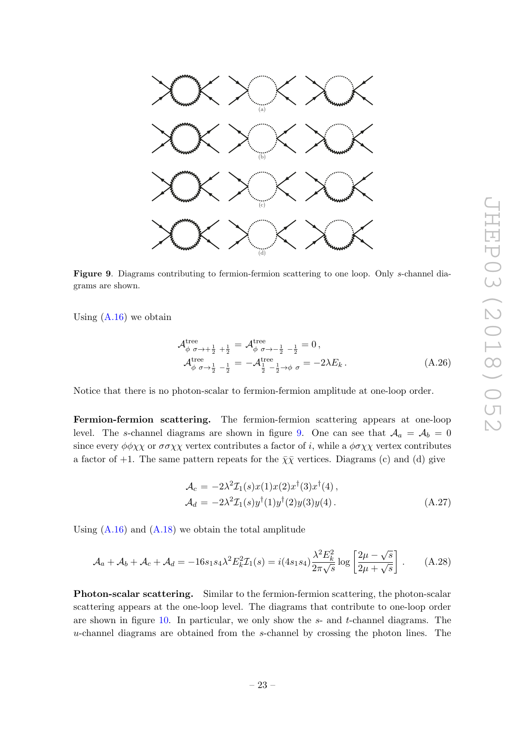**Figure 9**. Diagrams contributing to fermion-fermion scattering to one loop. Only $s$-channel diagrams are shown.

Using (A.16) we obtain

$$
\begin{aligned}
\mathcal{A}^{\text{tree}}_{\phi\ \sigma\to+\frac{1}{2}\ +\frac{1}{2}} &= \mathcal{A}^{\text{tree}}_{\phi\ \sigma\to-\frac{1}{2}\ -\frac{1}{2}} = 0\,, \\
\mathcal{A}^{\text{tree}}_{\phi\ \sigma\to\frac{1}{2}\ -\frac{1}{2}} &= -\mathcal{A}^{\text{tree}}_{\frac{1}{2}\ -\frac{1}{2}\to\phi\ \sigma} = -2\lambda E_k\,.
\end{aligned}
\tag{A.26}
$$

Notice that there is no photon-scalar to fermion-fermion amplitude at one-loop order.

**Fermion-fermion scattering.** The fermion-fermion scattering appears at one-loop level. The $s$-channel diagrams are shown in figure 9. One can see that $\mathcal{A}_a = \mathcal{A}_b = 0$ since every $\phi\phi\chi\chi$ or $\sigma\sigma\chi\chi$ vertex contributes a factor of $i$, while a $\phi\sigma\chi\chi$ vertex contributes a factor of $+1$. The same pattern repeats for the $\bar{\chi}\bar{\chi}$ vertices. Diagrams (c) and (d) give

$$
\begin{aligned}
\mathcal{A}_c &= -2\lambda^2\mathcal{I}_1(s)x(1)x(2)x^\dagger(3)x^\dagger(4)\,, \\
\mathcal{A}_d &= -2\lambda^2\mathcal{I}_1(s)y^\dagger(1)y^\dagger(2)y(3)y(4)\,.
\end{aligned}
\tag{A.27}
$$

Using (A.16) and (A.18) we obtain the total amplitude

$$
\mathcal{A}_a + \mathcal{A}_b + \mathcal{A}_c + \mathcal{A}_d = -16s_1s_4\lambda^2E_k^2\mathcal{I}_1(s) = i(4s_1s_4)\frac{\lambda^2E_k^2}{2\pi\sqrt{s}}\log\left[\frac{2\mu-\sqrt{s}}{2\mu+\sqrt{s}}\right]\,. \tag{A.28}
$$

**Photon-scalar scattering.** Similar to the fermion-fermion scattering, the photon-scalar scattering appears at the one-loop level. The diagrams that contribute to one-loop order are shown in figure 10. In particular, we only show the $s$- and $t$-channel diagrams. The $u$-channel diagrams are obtained from the $s$-channel by crossing the photon lines. The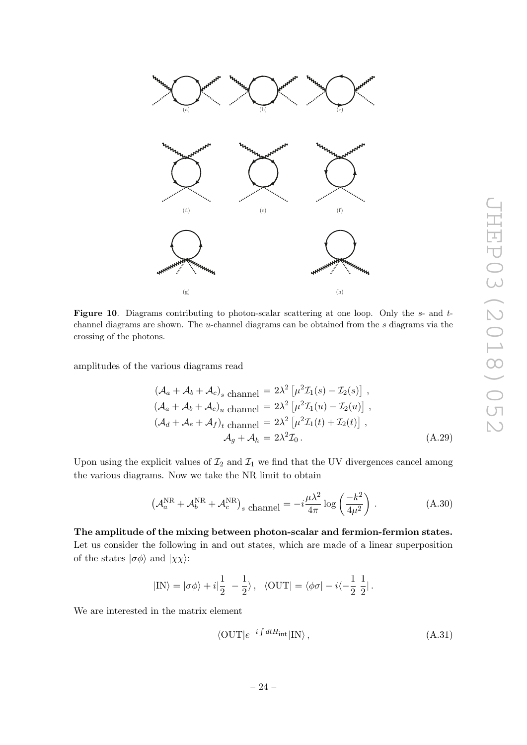**Figure 10**. Diagrams contributing to photon-scalar scattering at one loop. Only the $s$- and $t$-channel diagrams are shown. The $u$-channel diagrams can be obtained from the $s$ diagrams via the crossing of the photons.

amplitudes of the various diagrams read

$$
\begin{aligned}
(\mathcal{A}_a + \mathcal{A}_b + \mathcal{A}_c)_{s \text{ channel}} &= 2\lambda^2 \left[\mu^2 \mathcal{I}_1(s) - \mathcal{I}_2(s)\right] , \\
(\mathcal{A}_a + \mathcal{A}_b + \mathcal{A}_c)_{u \text{ channel}} &= 2\lambda^2 \left[\mu^2 \mathcal{I}_1(u) - \mathcal{I}_2(u)\right] , \\
(\mathcal{A}_d + \mathcal{A}_e + \mathcal{A}_f)_{t \text{ channel}} &= 2\lambda^2 \left[\mu^2 \mathcal{I}_1(t) + \mathcal{I}_2(t)\right] , \\
\mathcal{A}_g + \mathcal{A}_h &= 2\lambda^2 \mathcal{I}_0 \, .
\end{aligned}
\tag{A.29}
$$

Upon using the explicit values of $\mathcal{I}_2$ and $\mathcal{I}_1$ we find that the UV divergences cancel among the various diagrams. Now we take the NR limit to obtain

$$
\left(\mathcal{A}_a^{\rm NR} + \mathcal{A}_b^{\rm NR} + \mathcal{A}_c^{\rm NR}\right)_{s \text{ channel}} = -i\frac{\mu\lambda^2}{4\pi} \log\left(\frac{-k^2}{4\mu^2}\right) . \tag{A.30}
$$

**The amplitude of the mixing between photon-scalar and fermion-fermion states.** Let us consider the following in and out states, which are made of a linear superposition of the states $|\sigma\phi\rangle$ and $|\chi\chi\rangle$:

$$
|\text{IN}\rangle = |\sigma\phi\rangle + i|\frac{1}{2}\ -\frac{1}{2}\rangle , \quad \langle\text{OUT}| = \langle\phi\sigma| - i\langle -\frac{1}{2}\ \frac{1}{2}| \, .
$$

We are interested in the matrix element

$$
\langle\text{OUT}| e^{-i\int dt H_{\rm int}} |\text{IN}\rangle , \tag{A.31}
$$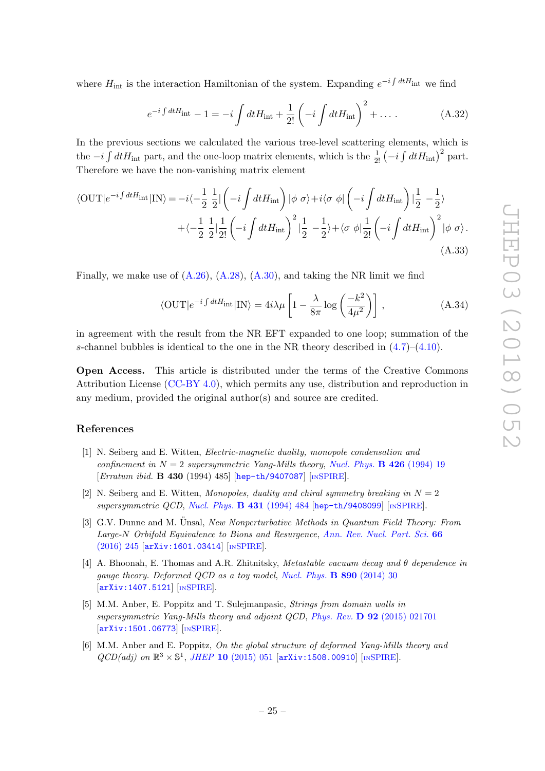where $H_{\rm int}$ is the interaction Hamiltonian of the system. Expanding $e^{-i\int dtH_{\rm int}}$ we find

$$e^{-i\int dtH_{\rm int}} - 1 = -i\int dtH_{\rm int} + \frac{1}{2!}\left(-i\int dtH_{\rm int}\right)^2 + \dots \,. \tag{A.32}$$

In the previous sections we calculated the various tree-level scattering elements, which is the $-i\int dtH_{\rm int}$ part, and the one-loop matrix elements, which is the $\frac{1}{2!}\left(-i\int dtH_{\rm int}\right)^2$ part. Therefore we have the non-vanishing matrix element

$$\begin{aligned}\langle{\rm OUT}|e^{-i\int dtH_{\rm int}}|{\rm IN}\rangle = & -i\langle -\frac{1}{2}\ \frac{1}{2}|\left(-i\int dtH_{\rm int}\right)|\phi\ \sigma\rangle + i\langle\sigma\ \phi|\left(-i\int dtH_{\rm int}\right)|\frac{1}{2}\ -\frac{1}{2}\rangle \\ & + \langle -\frac{1}{2}\ \frac{1}{2}|\frac{1}{2!}\left(-i\int dtH_{\rm int}\right)^2|\frac{1}{2}\ -\frac{1}{2}\rangle + \langle\sigma\ \phi|\frac{1}{2!}\left(-i\int dtH_{\rm int}\right)^2|\phi\ \sigma\rangle\,.\end{aligned} \tag{A.33}$$

Finally, we make use of (A.26), (A.28), (A.30), and taking the NR limit we find

$$\langle{\rm OUT}|e^{-i\int dtH_{\rm int}}|{\rm IN}\rangle = 4i\lambda\mu\left[1 - \frac{\lambda}{8\pi}\log\left(\frac{-k^2}{4\mu^2}\right)\right]\,, \tag{A.34}$$

in agreement with the result from the NR EFT expanded to one loop; summation of the $s$-channel bubbles is identical to the one in the NR theory described in (4.7)–(4.10).

**Open Access.** This article is distributed under the terms of the Creative Commons Attribution License (CC-BY 4.0), which permits any use, distribution and reproduction in any medium, provided the original author(s) and source are credited.

## References

[1] N. Seiberg and E. Witten, *Electric-magnetic duality, monopole condensation and confinement in $N = 2$ supersymmetric Yang-Mills theory*, Nucl. Phys. **B 426** (1994) 19 [*Erratum ibid.* **B 430** (1994) 485] [hep-th/9407087] [INSPIRE].

[2] N. Seiberg and E. Witten, *Monopoles, duality and chiral symmetry breaking in $N = 2$ supersymmetric QCD*, Nucl. Phys. **B 431** (1994) 484 [hep-th/9408099] [INSPIRE].

[3] G.V. Dunne and M. Ünsal, *New Nonperturbative Methods in Quantum Field Theory: From Large-N Orbifold Equivalence to Bions and Resurgence*, Ann. Rev. Nucl. Part. Sci. **66** (2016) 245 [arXiv:1601.03414] [INSPIRE].

[4] A. Bhoonah, E. Thomas and A.R. Zhitnitsky, *Metastable vacuum decay and θ dependence in gauge theory. Deformed QCD as a toy model*, Nucl. Phys. **B 890** (2014) 30 [arXiv:1407.5121] [INSPIRE].

[5] M.M. Anber, E. Poppitz and T. Sulejmanpasic, *Strings from domain walls in supersymmetric Yang-Mills theory and adjoint QCD*, Phys. Rev. **D 92** (2015) 021701 [arXiv:1501.06773] [INSPIRE].

[6] M.M. Anber and E. Poppitz, *On the global structure of deformed Yang-Mills theory and QCD(adj) on $\mathbb{R}^3 \times \mathbb{S}^1$*, JHEP **10** (2015) 051 [arXiv:1508.00910] [INSPIRE].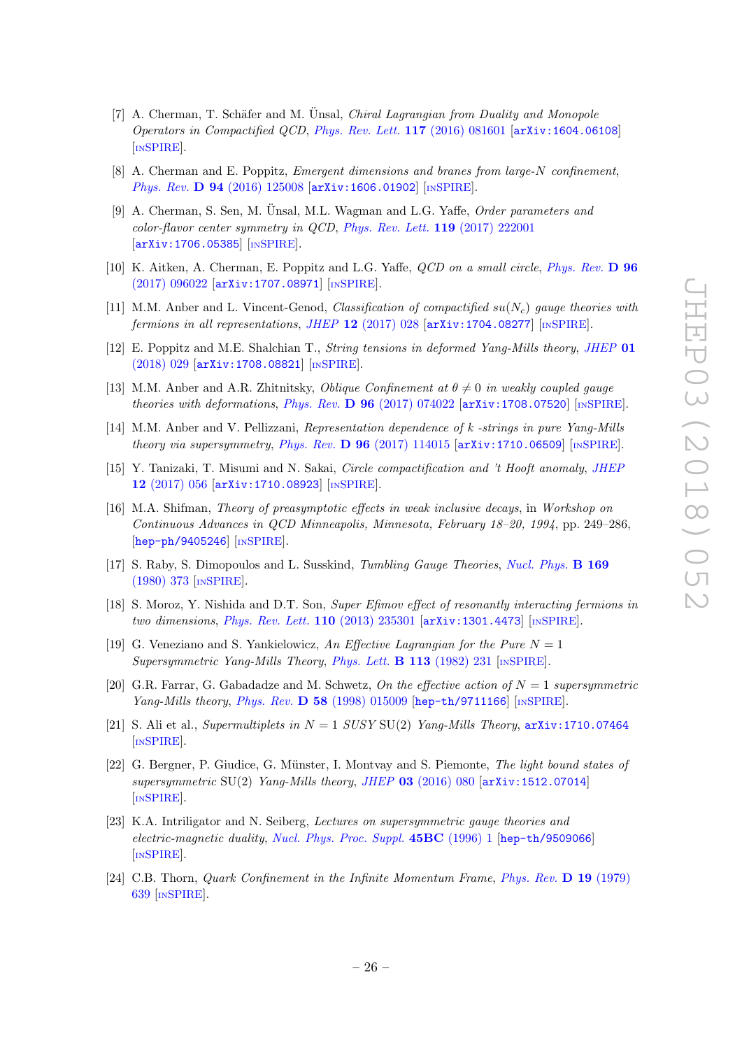- [7] A. Cherman, T. Schäfer and M. Ünsal, *Chiral Lagrangian from Duality and Monopole Operators in Compactified QCD*, *Phys. Rev. Lett.* **117** (2016) 081601 [arXiv:1604.06108] [INSPIRE].
- [8] A. Cherman and E. Poppitz, *Emergent dimensions and branes from large-N confinement*, *Phys. Rev.* **D 94** (2016) 125008 [arXiv:1606.01902] [INSPIRE].
- [9] A. Cherman, S. Sen, M. Ünsal, M.L. Wagman and L.G. Yaffe, *Order parameters and color-flavor center symmetry in QCD*, *Phys. Rev. Lett.* **119** (2017) 222001 [arXiv:1706.05385] [INSPIRE].
- [10] K. Aitken, A. Cherman, E. Poppitz and L.G. Yaffe, *QCD on a small circle*, *Phys. Rev.* **D 96** (2017) 096022 [arXiv:1707.08971] [INSPIRE].
- [11] M.M. Anber and L. Vincent-Genod, *Classification of compactified $su(N_c)$ gauge theories with fermions in all representations*, *JHEP* **12** (2017) 028 [arXiv:1704.08277] [INSPIRE].
- [12] E. Poppitz and M.E. Shalchian T., *String tensions in deformed Yang-Mills theory*, *JHEP* **01** (2018) 029 [arXiv:1708.08821] [INSPIRE].
- [13] M.M. Anber and A.R. Zhitnitsky, *Oblique Confinement at $\theta \neq 0$ in weakly coupled gauge theories with deformations*, *Phys. Rev.* **D 96** (2017) 074022 [arXiv:1708.07520] [INSPIRE].
- [14] M.M. Anber and V. Pellizzani, *Representation dependence of k -strings in pure Yang-Mills theory via supersymmetry*, *Phys. Rev.* **D 96** (2017) 114015 [arXiv:1710.06509] [INSPIRE].
- [15] Y. Tanizaki, T. Misumi and N. Sakai, *Circle compactification and 't Hooft anomaly*, *JHEP* **12** (2017) 056 [arXiv:1710.08923] [INSPIRE].
- [16] M.A. Shifman, *Theory of preasymptotic effects in weak inclusive decays*, in *Workshop on Continuous Advances in QCD Minneapolis, Minnesota, February 18–20, 1994*, pp. 249–286, [hep-ph/9405246] [INSPIRE].
- [17] S. Raby, S. Dimopoulos and L. Susskind, *Tumbling Gauge Theories*, *Nucl. Phys.* **B 169** (1980) 373 [INSPIRE].
- [18] S. Moroz, Y. Nishida and D.T. Son, *Super Efimov effect of resonantly interacting fermions in two dimensions*, *Phys. Rev. Lett.* **110** (2013) 235301 [arXiv:1301.4473] [INSPIRE].
- [19] G. Veneziano and S. Yankielowicz, *An Effective Lagrangian for the Pure $N = 1$ Supersymmetric Yang-Mills Theory*, *Phys. Lett.* **B 113** (1982) 231 [INSPIRE].
- [20] G.R. Farrar, G. Gabadadze and M. Schwetz, *On the effective action of $N = 1$ supersymmetric Yang-Mills theory*, *Phys. Rev.* **D 58** (1998) 015009 [hep-th/9711166] [INSPIRE].
- [21] S. Ali et al., *Supermultiplets in $N = 1$ SUSY SU(2) Yang-Mills Theory*, arXiv:1710.07464 [INSPIRE].
- [22] G. Bergner, P. Giudice, G. Münster, I. Montvay and S. Piemonte, *The light bound states of supersymmetric* SU(2) *Yang-Mills theory*, *JHEP* **03** (2016) 080 [arXiv:1512.07014] [INSPIRE].
- [23] K.A. Intriligator and N. Seiberg, *Lectures on supersymmetric gauge theories and electric-magnetic duality*, *Nucl. Phys. Proc. Suppl.* **45BC** (1996) 1 [hep-th/9509066] [INSPIRE].
- [24] C.B. Thorn, *Quark Confinement in the Infinite Momentum Frame*, *Phys. Rev.* **D 19** (1979) 639 [INSPIRE].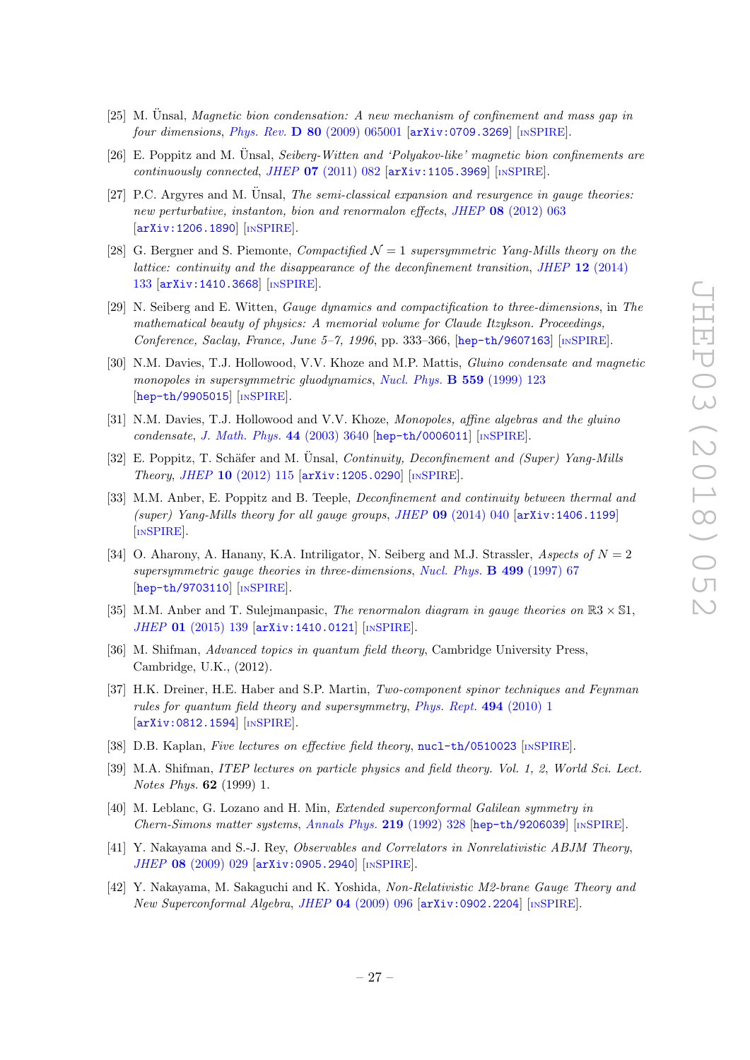[25] M. Ünsal, *Magnetic bion condensation: A new mechanism of confinement and mass gap in four dimensions*, Phys. Rev. **D 80** (2009) 065001 [arXiv:0709.3269] [INSPIRE].

[26] E. Poppitz and M. Ünsal, *Seiberg-Witten and 'Polyakov-like' magnetic bion confinements are continuously connected*, JHEP **07** (2011) 082 [arXiv:1105.3969] [INSPIRE].

[27] P.C. Argyres and M. Ünsal, *The semi-classical expansion and resurgence in gauge theories: new perturbative, instanton, bion and renormalon effects*, JHEP **08** (2012) 063 [arXiv:1206.1890] [INSPIRE].

[28] G. Bergner and S. Piemonte, *Compactified $\mathcal{N} = 1$ supersymmetric Yang-Mills theory on the lattice: continuity and the disappearance of the deconfinement transition*, JHEP **12** (2014) 133 [arXiv:1410.3668] [INSPIRE].

[29] N. Seiberg and E. Witten, *Gauge dynamics and compactification to three-dimensions*, in *The mathematical beauty of physics: A memorial volume for Claude Itzykson. Proceedings, Conference, Saclay, France, June 5–7, 1996*, pp. 333–366, [hep-th/9607163] [INSPIRE].

[30] N.M. Davies, T.J. Hollowood, V.V. Khoze and M.P. Mattis, *Gluino condensate and magnetic monopoles in supersymmetric gluodynamics*, Nucl. Phys. **B 559** (1999) 123 [hep-th/9905015] [INSPIRE].

[31] N.M. Davies, T.J. Hollowood and V.V. Khoze, *Monopoles, affine algebras and the gluino condensate*, J. Math. Phys. **44** (2003) 3640 [hep-th/0006011] [INSPIRE].

[32] E. Poppitz, T. Schäfer and M. Ünsal, *Continuity, Deconfinement and (Super) Yang-Mills Theory*, JHEP **10** (2012) 115 [arXiv:1205.0290] [INSPIRE].

[33] M.M. Anber, E. Poppitz and B. Teeple, *Deconfinement and continuity between thermal and (super) Yang-Mills theory for all gauge groups*, JHEP **09** (2014) 040 [arXiv:1406.1199] [INSPIRE].

[34] O. Aharony, A. Hanany, K.A. Intriligator, N. Seiberg and M.J. Strassler, *Aspects of $N = 2$ supersymmetric gauge theories in three-dimensions*, Nucl. Phys. **B 499** (1997) 67 [hep-th/9703110] [INSPIRE].

[35] M.M. Anber and T. Sulejmanpasic, *The renormalon diagram in gauge theories on $\mathbb{R}3 \times \mathbb{S}1$*, JHEP **01** (2015) 139 [arXiv:1410.0121] [INSPIRE].

[36] M. Shifman, *Advanced topics in quantum field theory*, Cambridge University Press, Cambridge, U.K., (2012).

[37] H.K. Dreiner, H.E. Haber and S.P. Martin, *Two-component spinor techniques and Feynman rules for quantum field theory and supersymmetry*, Phys. Rept. **494** (2010) 1 [arXiv:0812.1594] [INSPIRE].

[38] D.B. Kaplan, *Five lectures on effective field theory*, nucl-th/0510023 [INSPIRE].

[39] M.A. Shifman, *ITEP lectures on particle physics and field theory. Vol. 1, 2*, *World Sci. Lect. Notes Phys.* **62** (1999) 1.

[40] M. Leblanc, G. Lozano and H. Min, *Extended superconformal Galilean symmetry in Chern-Simons matter systems*, Annals Phys. **219** (1992) 328 [hep-th/9206039] [INSPIRE].

[41] Y. Nakayama and S.-J. Rey, *Observables and Correlators in Nonrelativistic ABJM Theory*, JHEP **08** (2009) 029 [arXiv:0905.2940] [INSPIRE].

[42] Y. Nakayama, M. Sakaguchi and K. Yoshida, *Non-Relativistic M2-brane Gauge Theory and New Superconformal Algebra*, JHEP **04** (2009) 096 [arXiv:0902.2204] [INSPIRE].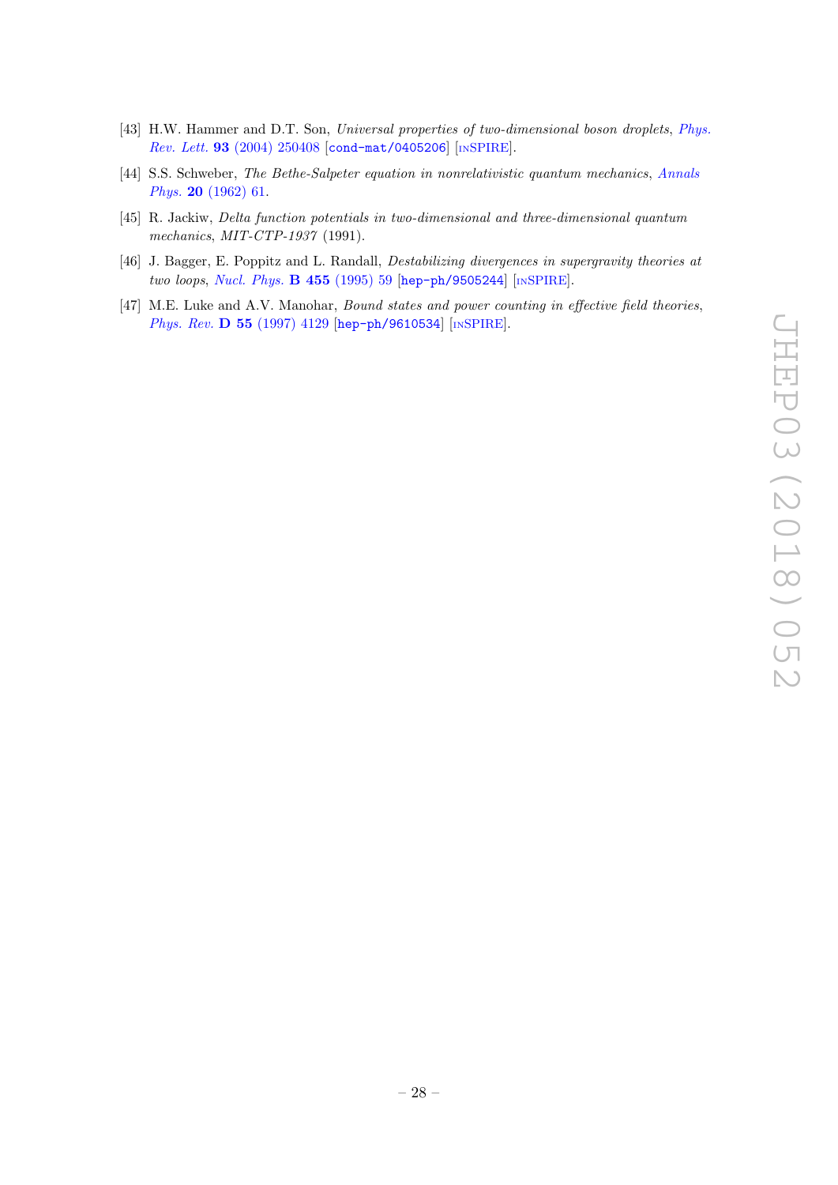- [43] H.W. Hammer and D.T. Son, *Universal properties of two-dimensional boson droplets*, *Phys. Rev. Lett.* **93** (2004) 250408 [cond-mat/0405206] [INSPIRE].
- [44] S.S. Schweber, *The Bethe-Salpeter equation in nonrelativistic quantum mechanics*, *Annals Phys.* **20** (1962) 61.
- [45] R. Jackiw, *Delta function potentials in two-dimensional and three-dimensional quantum mechanics*, *MIT-CTP-1937* (1991).
- [46] J. Bagger, E. Poppitz and L. Randall, *Destabilizing divergences in supergravity theories at two loops*, *Nucl. Phys.* **B 455** (1995) 59 [hep-ph/9505244] [INSPIRE].
- [47] M.E. Luke and A.V. Manohar, *Bound states and power counting in effective field theories*, *Phys. Rev.* **D 55** (1997) 4129 [hep-ph/9610534] [INSPIRE].